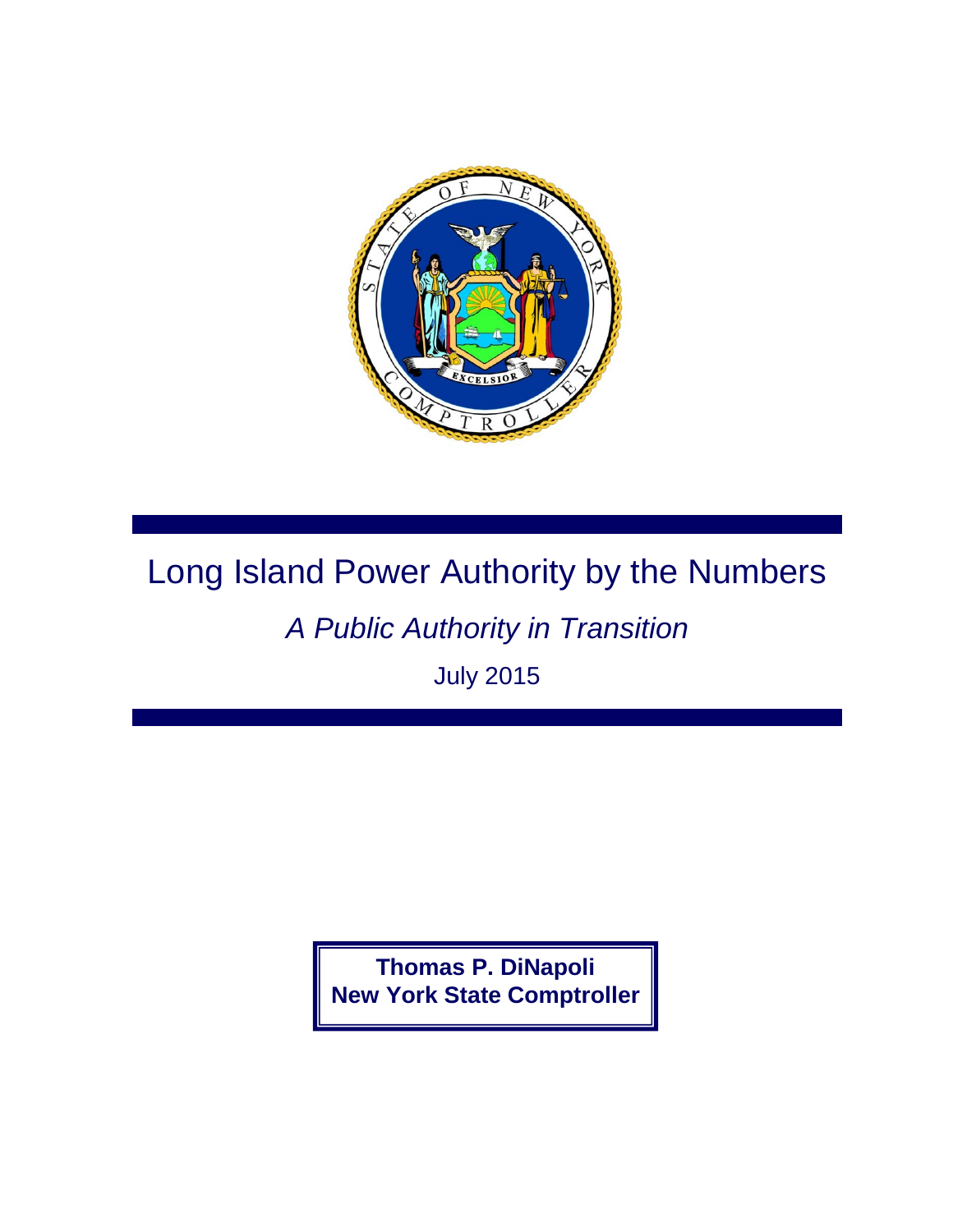# Long Island Power Authority by the Numbers

*A Public Authority in Transition*

July 2015

**Thomas P. DiNapoli**
**New York State Comptroller**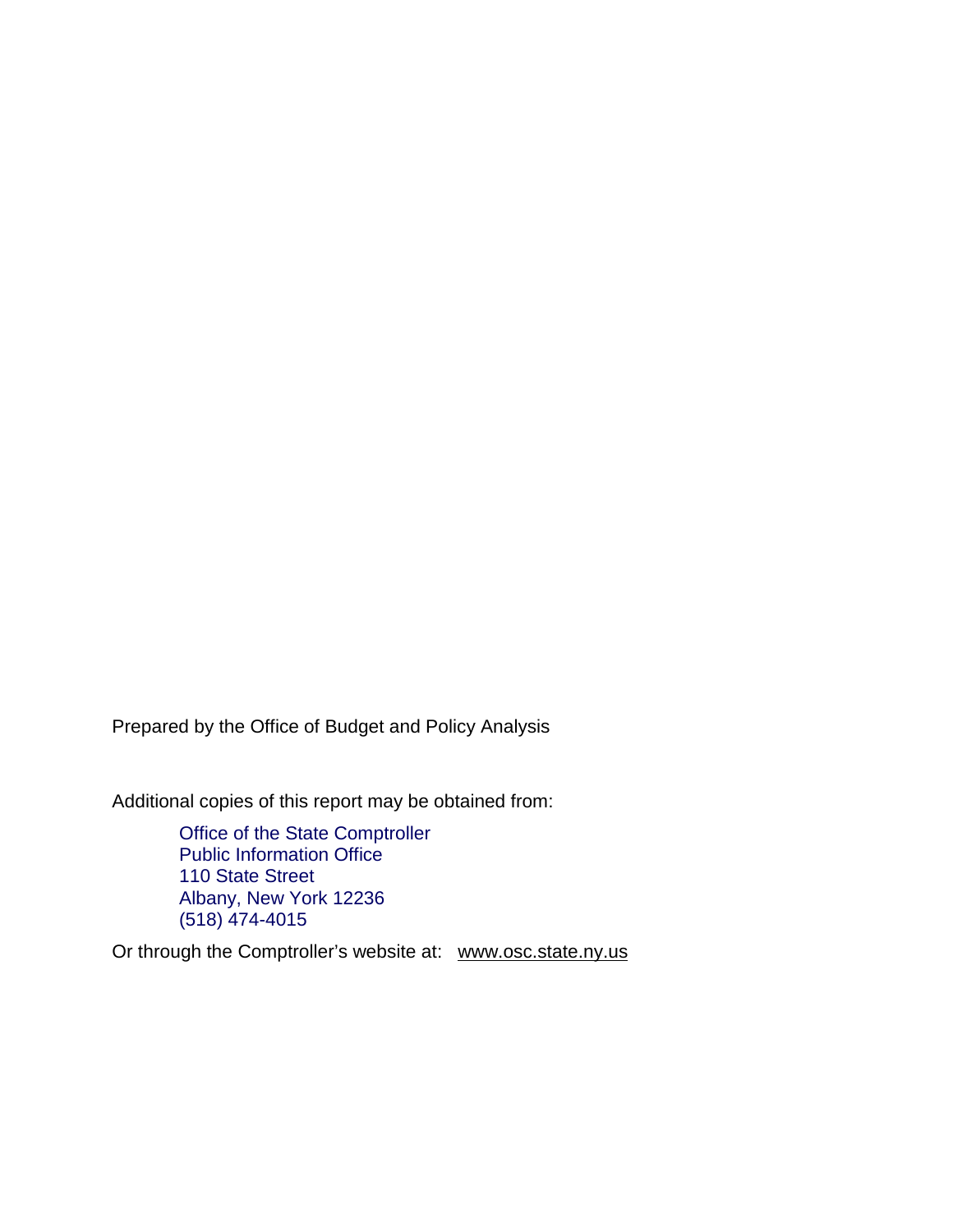Prepared by the Office of Budget and Policy Analysis

Additional copies of this report may be obtained from:

> Office of the State Comptroller
> Public Information Office
> 110 State Street
> Albany, New York 12236
> (518) 474-4015

Or through the Comptroller's website at: www.osc.state.ny.us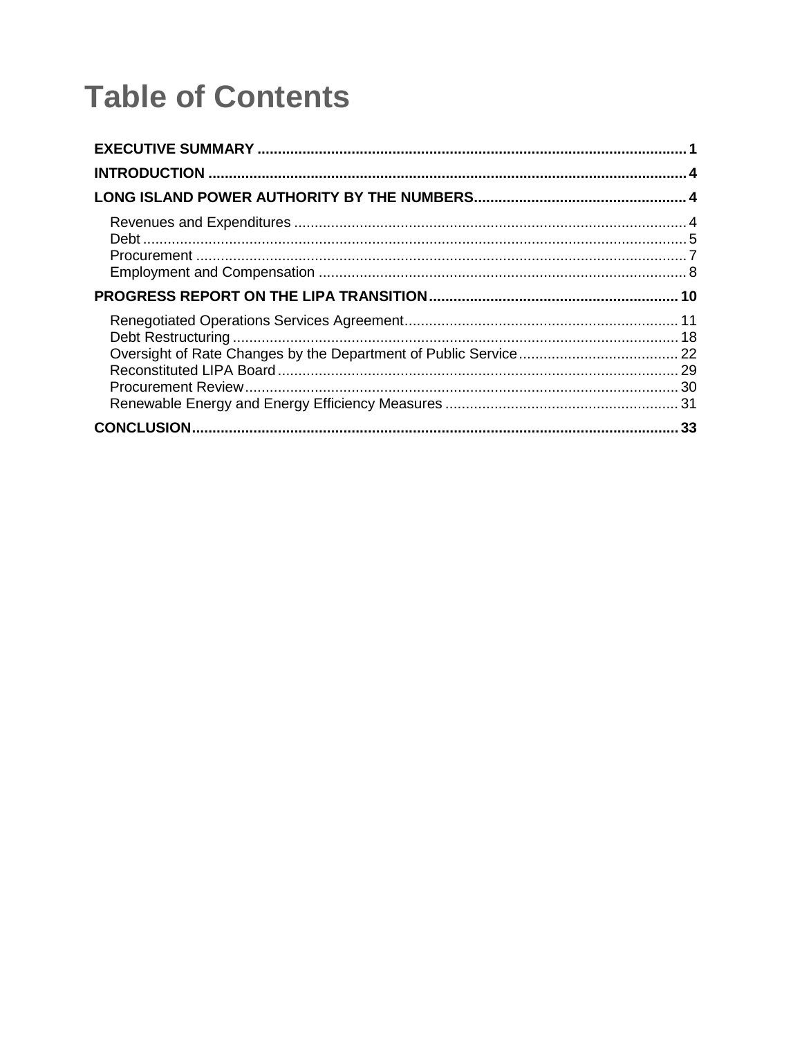# Table of Contents

**EXECUTIVE SUMMARY** .......... 1

**INTRODUCTION** .......... 4

**LONG ISLAND POWER AUTHORITY BY THE NUMBERS** .......... 4

- Revenues and Expenditures .......... 4
- Debt .......... 5
- Procurement .......... 7
- Employment and Compensation .......... 8

**PROGRESS REPORT ON THE LIPA TRANSITION** .......... 10

- Renegotiated Operations Services Agreement .......... 11
- Debt Restructuring .......... 18
- Oversight of Rate Changes by the Department of Public Service .......... 22
- Reconstituted LIPA Board .......... 29
- Procurement Review .......... 30
- Renewable Energy and Energy Efficiency Measures .......... 31

**CONCLUSION** .......... 33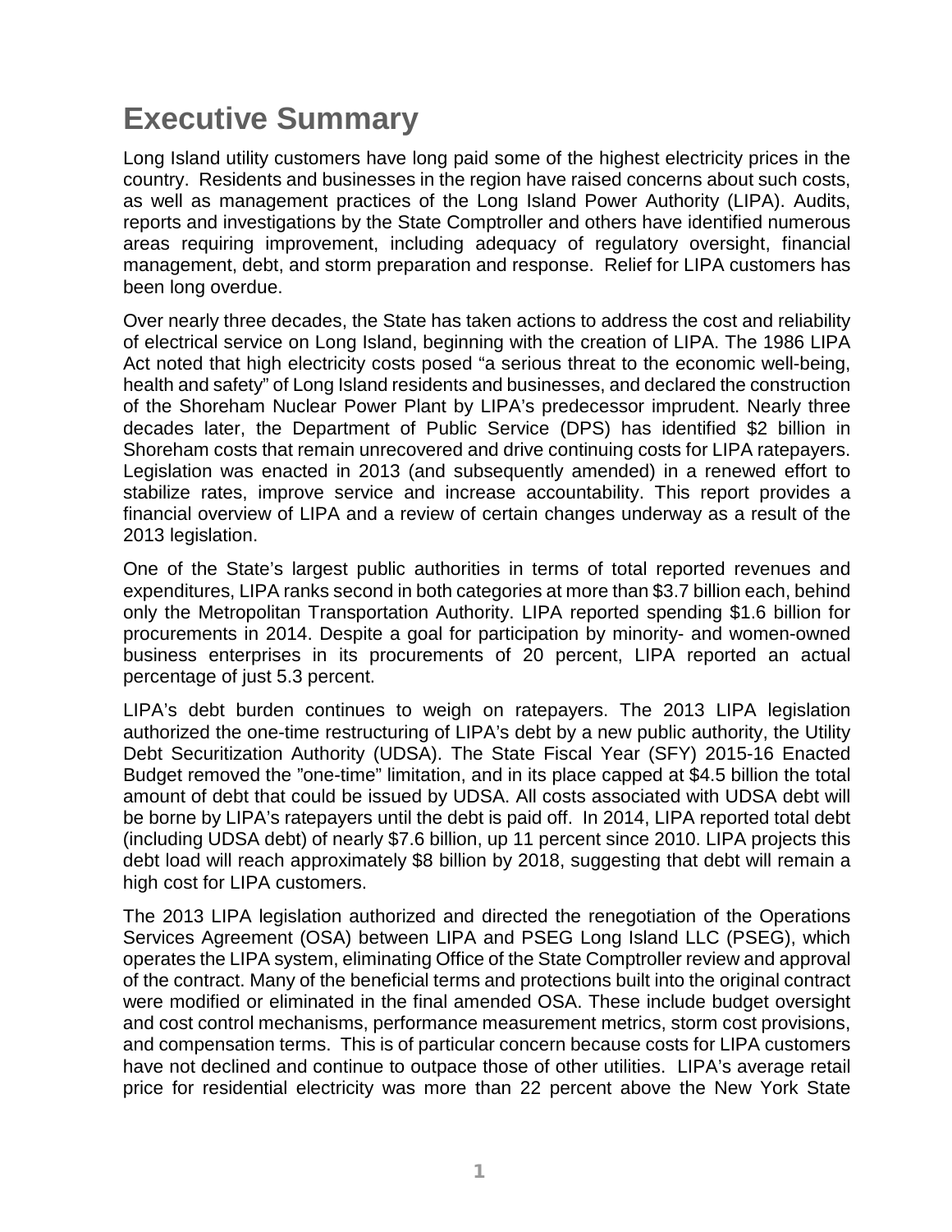# Executive Summary

Long Island utility customers have long paid some of the highest electricity prices in the country. Residents and businesses in the region have raised concerns about such costs, as well as management practices of the Long Island Power Authority (LIPA). Audits, reports and investigations by the State Comptroller and others have identified numerous areas requiring improvement, including adequacy of regulatory oversight, financial management, debt, and storm preparation and response. Relief for LIPA customers has been long overdue.

Over nearly three decades, the State has taken actions to address the cost and reliability of electrical service on Long Island, beginning with the creation of LIPA. The 1986 LIPA Act noted that high electricity costs posed "a serious threat to the economic well-being, health and safety" of Long Island residents and businesses, and declared the construction of the Shoreham Nuclear Power Plant by LIPA's predecessor imprudent. Nearly three decades later, the Department of Public Service (DPS) has identified $2 billion in Shoreham costs that remain unrecovered and drive continuing costs for LIPA ratepayers. Legislation was enacted in 2013 (and subsequently amended) in a renewed effort to stabilize rates, improve service and increase accountability. This report provides a financial overview of LIPA and a review of certain changes underway as a result of the 2013 legislation.

One of the State's largest public authorities in terms of total reported revenues and expenditures, LIPA ranks second in both categories at more than $3.7 billion each, behind only the Metropolitan Transportation Authority. LIPA reported spending $1.6 billion for procurements in 2014. Despite a goal for participation by minority- and women-owned business enterprises in its procurements of 20 percent, LIPA reported an actual percentage of just 5.3 percent.

LIPA's debt burden continues to weigh on ratepayers. The 2013 LIPA legislation authorized the one-time restructuring of LIPA's debt by a new public authority, the Utility Debt Securitization Authority (UDSA). The State Fiscal Year (SFY) 2015-16 Enacted Budget removed the "one-time" limitation, and in its place capped at $4.5 billion the total amount of debt that could be issued by UDSA. All costs associated with UDSA debt will be borne by LIPA's ratepayers until the debt is paid off. In 2014, LIPA reported total debt (including UDSA debt) of nearly $7.6 billion, up 11 percent since 2010. LIPA projects this debt load will reach approximately $8 billion by 2018, suggesting that debt will remain a high cost for LIPA customers.

The 2013 LIPA legislation authorized and directed the renegotiation of the Operations Services Agreement (OSA) between LIPA and PSEG Long Island LLC (PSEG), which operates the LIPA system, eliminating Office of the State Comptroller review and approval of the contract. Many of the beneficial terms and protections built into the original contract were modified or eliminated in the final amended OSA. These include budget oversight and cost control mechanisms, performance measurement metrics, storm cost provisions, and compensation terms. This is of particular concern because costs for LIPA customers have not declined and continue to outpace those of other utilities. LIPA's average retail price for residential electricity was more than 22 percent above the New York State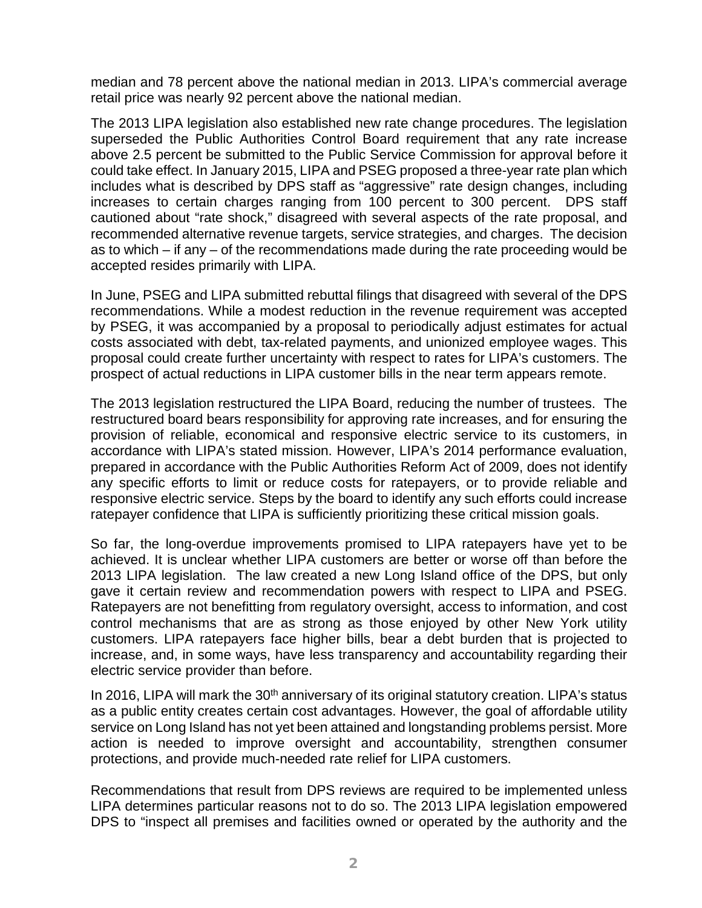median and 78 percent above the national median in 2013. LIPA's commercial average retail price was nearly 92 percent above the national median.

The 2013 LIPA legislation also established new rate change procedures. The legislation superseded the Public Authorities Control Board requirement that any rate increase above 2.5 percent be submitted to the Public Service Commission for approval before it could take effect. In January 2015, LIPA and PSEG proposed a three-year rate plan which includes what is described by DPS staff as "aggressive" rate design changes, including increases to certain charges ranging from 100 percent to 300 percent. DPS staff cautioned about "rate shock," disagreed with several aspects of the rate proposal, and recommended alternative revenue targets, service strategies, and charges. The decision as to which – if any – of the recommendations made during the rate proceeding would be accepted resides primarily with LIPA.

In June, PSEG and LIPA submitted rebuttal filings that disagreed with several of the DPS recommendations. While a modest reduction in the revenue requirement was accepted by PSEG, it was accompanied by a proposal to periodically adjust estimates for actual costs associated with debt, tax-related payments, and unionized employee wages. This proposal could create further uncertainty with respect to rates for LIPA's customers. The prospect of actual reductions in LIPA customer bills in the near term appears remote.

The 2013 legislation restructured the LIPA Board, reducing the number of trustees. The restructured board bears responsibility for approving rate increases, and for ensuring the provision of reliable, economical and responsive electric service to its customers, in accordance with LIPA's stated mission. However, LIPA's 2014 performance evaluation, prepared in accordance with the Public Authorities Reform Act of 2009, does not identify any specific efforts to limit or reduce costs for ratepayers, or to provide reliable and responsive electric service. Steps by the board to identify any such efforts could increase ratepayer confidence that LIPA is sufficiently prioritizing these critical mission goals.

So far, the long-overdue improvements promised to LIPA ratepayers have yet to be achieved. It is unclear whether LIPA customers are better or worse off than before the 2013 LIPA legislation. The law created a new Long Island office of the DPS, but only gave it certain review and recommendation powers with respect to LIPA and PSEG. Ratepayers are not benefitting from regulatory oversight, access to information, and cost control mechanisms that are as strong as those enjoyed by other New York utility customers. LIPA ratepayers face higher bills, bear a debt burden that is projected to increase, and, in some ways, have less transparency and accountability regarding their electric service provider than before.

In 2016, LIPA will mark the 30th anniversary of its original statutory creation. LIPA's status as a public entity creates certain cost advantages. However, the goal of affordable utility service on Long Island has not yet been attained and longstanding problems persist. More action is needed to improve oversight and accountability, strengthen consumer protections, and provide much-needed rate relief for LIPA customers.

Recommendations that result from DPS reviews are required to be implemented unless LIPA determines particular reasons not to do so. The 2013 LIPA legislation empowered DPS to "inspect all premises and facilities owned or operated by the authority and the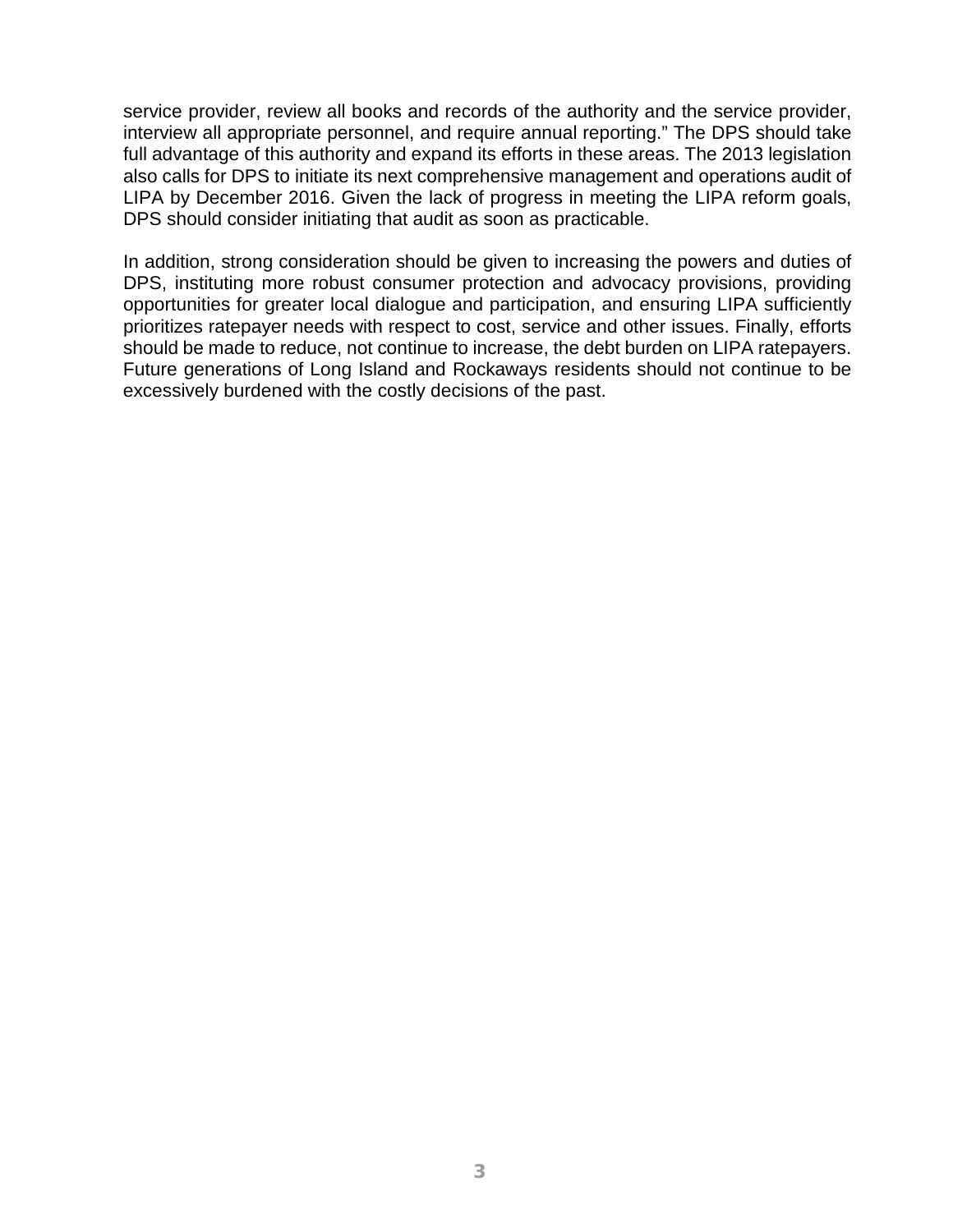service provider, review all books and records of the authority and the service provider, interview all appropriate personnel, and require annual reporting." The DPS should take full advantage of this authority and expand its efforts in these areas. The 2013 legislation also calls for DPS to initiate its next comprehensive management and operations audit of LIPA by December 2016. Given the lack of progress in meeting the LIPA reform goals, DPS should consider initiating that audit as soon as practicable.

In addition, strong consideration should be given to increasing the powers and duties of DPS, instituting more robust consumer protection and advocacy provisions, providing opportunities for greater local dialogue and participation, and ensuring LIPA sufficiently prioritizes ratepayer needs with respect to cost, service and other issues. Finally, efforts should be made to reduce, not continue to increase, the debt burden on LIPA ratepayers. Future generations of Long Island and Rockaways residents should not continue to be excessively burdened with the costly decisions of the past.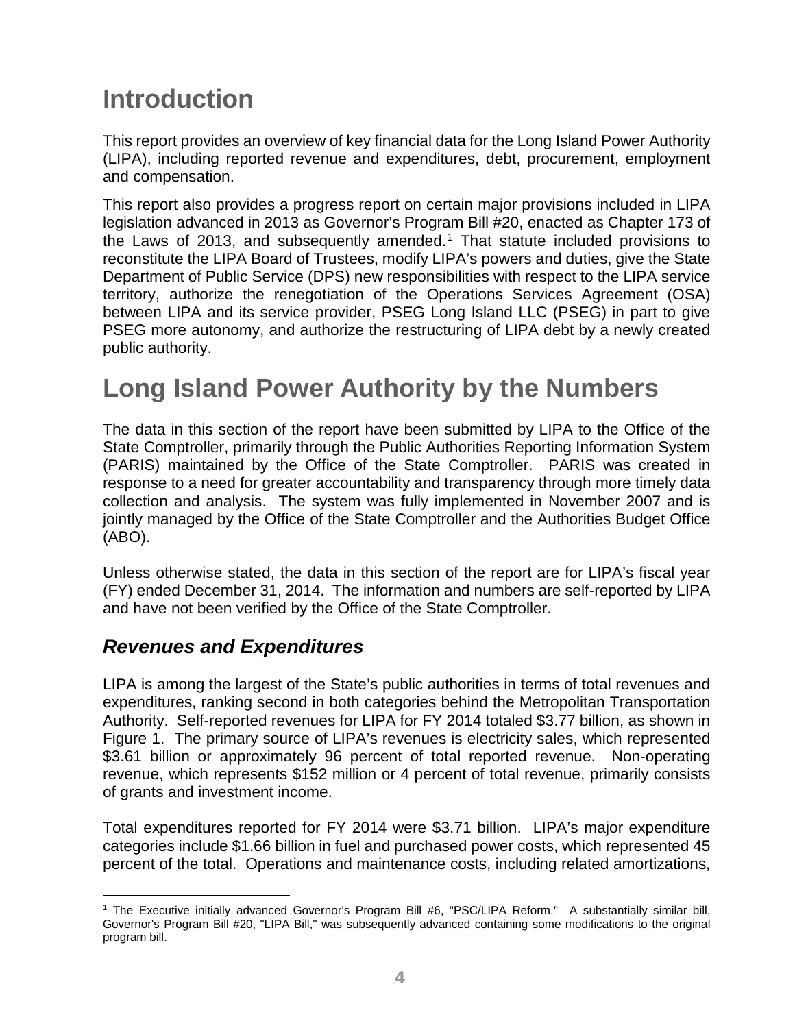# Introduction

This report provides an overview of key financial data for the Long Island Power Authority (LIPA), including reported revenue and expenditures, debt, procurement, employment and compensation.

This report also provides a progress report on certain major provisions included in LIPA legislation advanced in 2013 as Governor's Program Bill #20, enacted as Chapter 173 of the Laws of 2013, and subsequently amended.[1] That statute included provisions to reconstitute the LIPA Board of Trustees, modify LIPA's powers and duties, give the State Department of Public Service (DPS) new responsibilities with respect to the LIPA service territory, authorize the renegotiation of the Operations Services Agreement (OSA) between LIPA and its service provider, PSEG Long Island LLC (PSEG) in part to give PSEG more autonomy, and authorize the restructuring of LIPA debt by a newly created public authority.

# Long Island Power Authority by the Numbers

The data in this section of the report have been submitted by LIPA to the Office of the State Comptroller, primarily through the Public Authorities Reporting Information System (PARIS) maintained by the Office of the State Comptroller. PARIS was created in response to a need for greater accountability and transparency through more timely data collection and analysis. The system was fully implemented in November 2007 and is jointly managed by the Office of the State Comptroller and the Authorities Budget Office (ABO).

Unless otherwise stated, the data in this section of the report are for LIPA's fiscal year (FY) ended December 31, 2014. The information and numbers are self-reported by LIPA and have not been verified by the Office of the State Comptroller.

## *Revenues and Expenditures*

LIPA is among the largest of the State's public authorities in terms of total revenues and expenditures, ranking second in both categories behind the Metropolitan Transportation Authority. Self-reported revenues for LIPA for FY 2014 totaled $3.77 billion, as shown in Figure 1. The primary source of LIPA's revenues is electricity sales, which represented $3.61 billion or approximately 96 percent of total reported revenue. Non-operating revenue, which represents $152 million or 4 percent of total revenue, primarily consists of grants and investment income.

Total expenditures reported for FY 2014 were $3.71 billion. LIPA's major expenditure categories include $1.66 billion in fuel and purchased power costs, which represented 45 percent of the total. Operations and maintenance costs, including related amortizations,

---

[1] The Executive initially advanced Governor's Program Bill #6, "PSC/LIPA Reform." A substantially similar bill, Governor's Program Bill #20, "LIPA Bill," was subsequently advanced containing some modifications to the original program bill.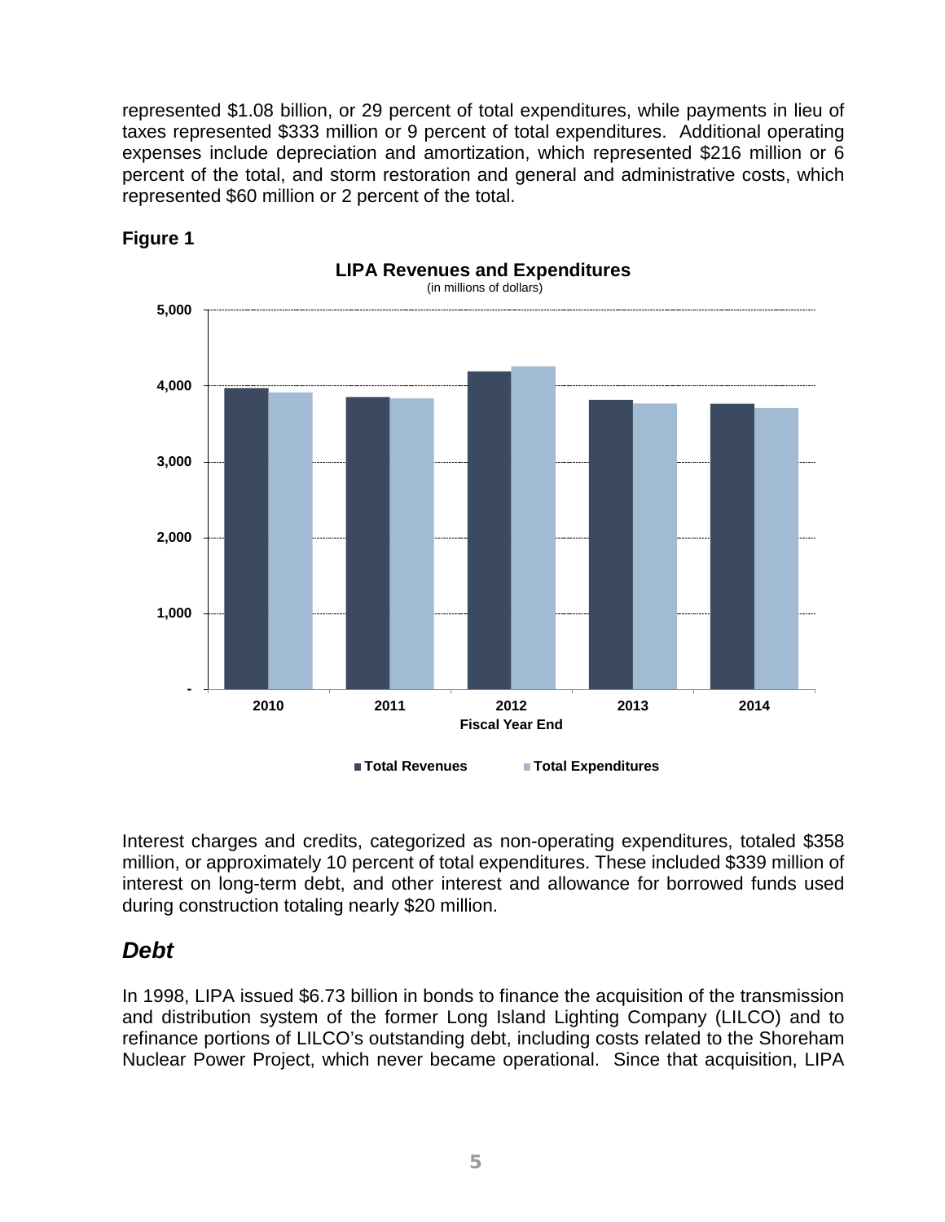represented $1.08 billion, or 29 percent of total expenditures, while payments in lieu of taxes represented $333 million or 9 percent of total expenditures. Additional operating expenses include depreciation and amortization, which represented $216 million or 6 percent of the total, and storm restoration and general and administrative costs, which represented $60 million or 2 percent of the total.

**Figure 1**

**LIPA Revenues and Expenditures**
(in millions of dollars)

Interest charges and credits, categorized as non-operating expenditures, totaled $358 million, or approximately 10 percent of total expenditures. These included $339 million of interest on long-term debt, and other interest and allowance for borrowed funds used during construction totaling nearly $20 million.

## *Debt*

In 1998, LIPA issued $6.73 billion in bonds to finance the acquisition of the transmission and distribution system of the former Long Island Lighting Company (LILCO) and to refinance portions of LILCO's outstanding debt, including costs related to the Shoreham Nuclear Power Project, which never became operational. Since that acquisition, LIPA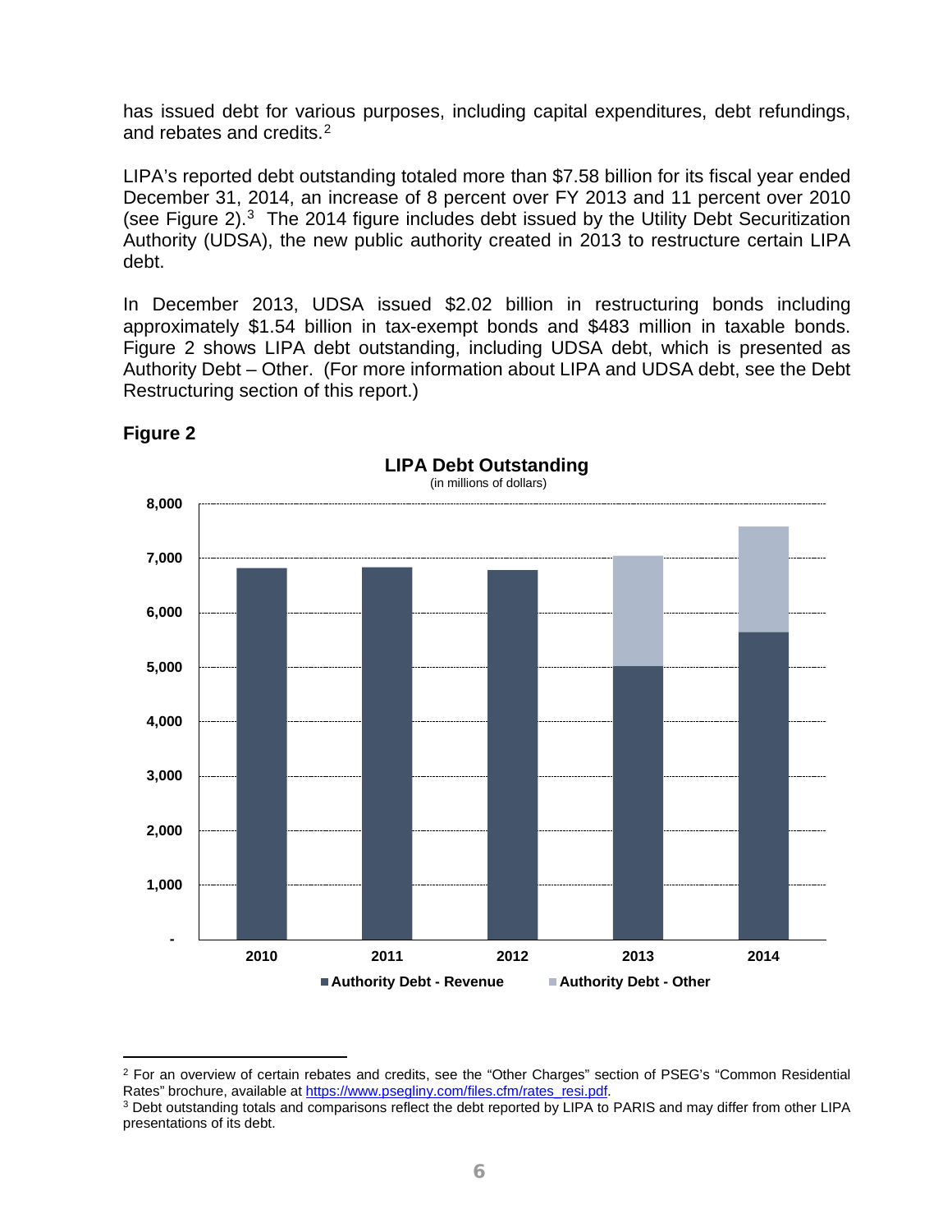has issued debt for various purposes, including capital expenditures, debt refundings, and rebates and credits.[2]

LIPA's reported debt outstanding totaled more than $7.58 billion for its fiscal year ended December 31, 2014, an increase of 8 percent over FY 2013 and 11 percent over 2010 (see Figure 2).[3] The 2014 figure includes debt issued by the Utility Debt Securitization Authority (UDSA), the new public authority created in 2013 to restructure certain LIPA debt.

In December 2013, UDSA issued $2.02 billion in restructuring bonds including approximately $1.54 billion in tax-exempt bonds and $483 million in taxable bonds. Figure 2 shows LIPA debt outstanding, including UDSA debt, which is presented as Authority Debt – Other. (For more information about LIPA and UDSA debt, see the Debt Restructuring section of this report.)

**Figure 2**

**LIPA Debt Outstanding**
(in millions of dollars)

- Authority Debt - Revenue
- Authority Debt - Other

---

[2] For an overview of certain rebates and credits, see the "Other Charges" section of PSEG's "Common Residential Rates" brochure, available at https://www.psegliny.com/files.cfm/rates_resi.pdf.

[3] Debt outstanding totals and comparisons reflect the debt reported by LIPA to PARIS and may differ from other LIPA presentations of its debt.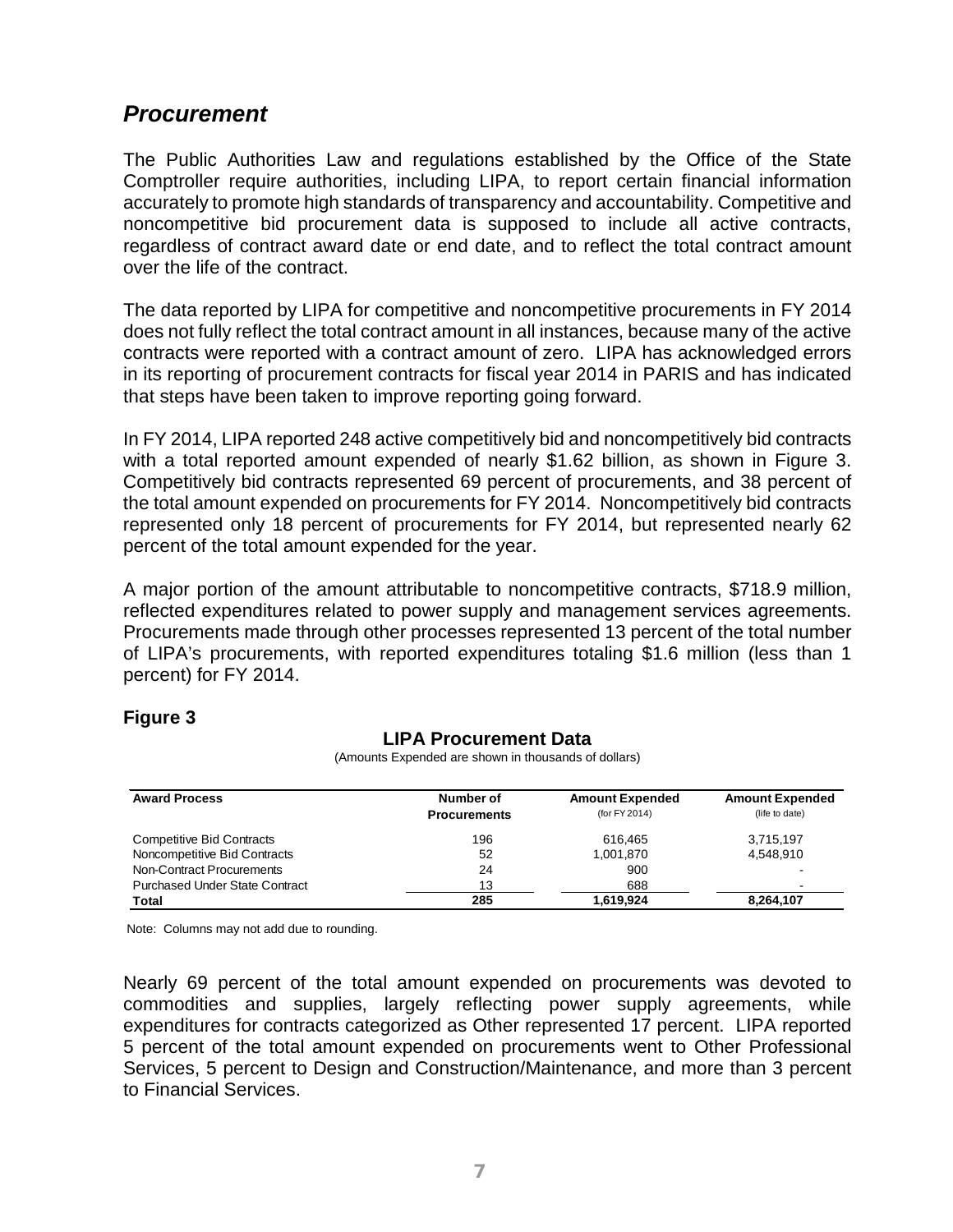## *Procurement*

The Public Authorities Law and regulations established by the Office of the State Comptroller require authorities, including LIPA, to report certain financial information accurately to promote high standards of transparency and accountability. Competitive and noncompetitive bid procurement data is supposed to include all active contracts, regardless of contract award date or end date, and to reflect the total contract amount over the life of the contract.

The data reported by LIPA for competitive and noncompetitive procurements in FY 2014 does not fully reflect the total contract amount in all instances, because many of the active contracts were reported with a contract amount of zero. LIPA has acknowledged errors in its reporting of procurement contracts for fiscal year 2014 in PARIS and has indicated that steps have been taken to improve reporting going forward.

In FY 2014, LIPA reported 248 active competitively bid and noncompetitively bid contracts with a total reported amount expended of nearly $1.62 billion, as shown in Figure 3. Competitively bid contracts represented 69 percent of procurements, and 38 percent of the total amount expended on procurements for FY 2014. Noncompetitively bid contracts represented only 18 percent of procurements for FY 2014, but represented nearly 62 percent of the total amount expended for the year.

A major portion of the amount attributable to noncompetitive contracts, $718.9 million, reflected expenditures related to power supply and management services agreements. Procurements made through other processes represented 13 percent of the total number of LIPA's procurements, with reported expenditures totaling $1.6 million (less than 1 percent) for FY 2014.

**Figure 3**

**LIPA Procurement Data**

(Amounts Expended are shown in thousands of dollars)

| Award Process | Number of Procurements | Amount Expended (for FY 2014) | Amount Expended (life to date) |
|---|---|---|---|
| Competitive Bid Contracts | 196 | 616,465 | 3,715,197 |
| Noncompetitive Bid Contracts | 52 | 1,001,870 | 4,548,910 |
| Non-Contract Procurements | 24 | 900 | - |
| Purchased Under State Contract | 13 | 688 | - |
| **Total** | **285** | **1,619,924** | **8,264,107** |

Note: Columns may not add due to rounding.

Nearly 69 percent of the total amount expended on procurements was devoted to commodities and supplies, largely reflecting power supply agreements, while expenditures for contracts categorized as Other represented 17 percent. LIPA reported 5 percent of the total amount expended on procurements went to Other Professional Services, 5 percent to Design and Construction/Maintenance, and more than 3 percent to Financial Services.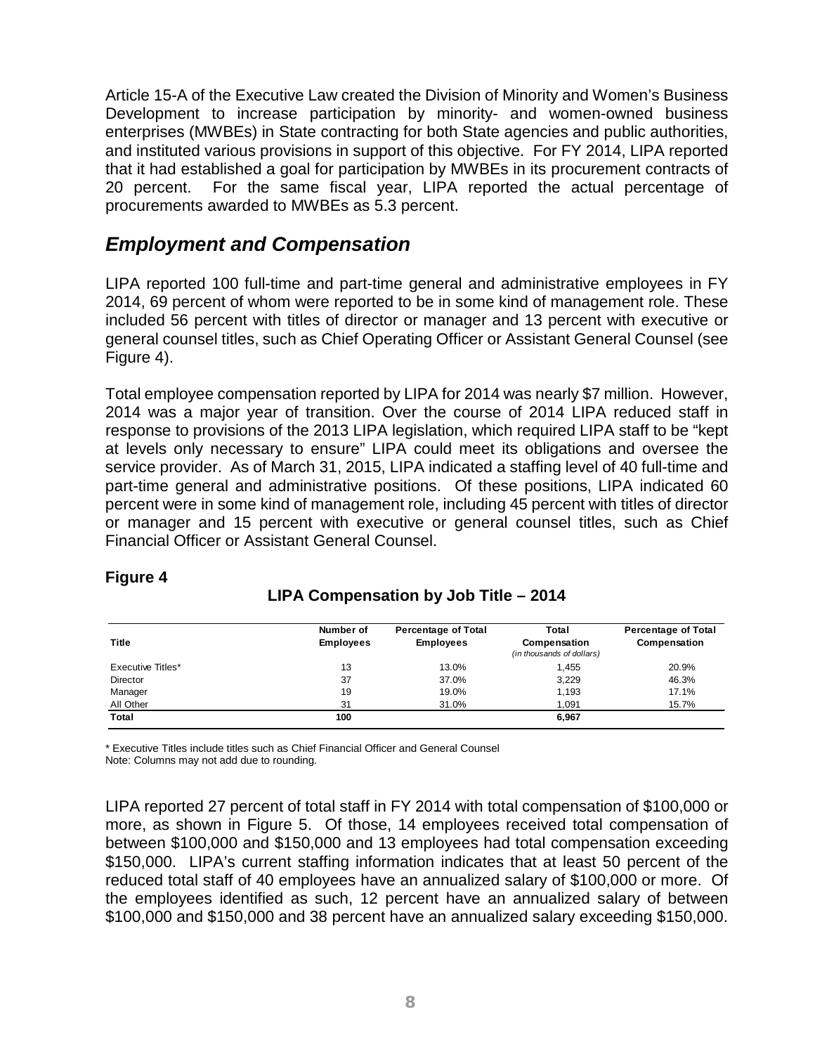Article 15-A of the Executive Law created the Division of Minority and Women's Business Development to increase participation by minority- and women-owned business enterprises (MWBEs) in State contracting for both State agencies and public authorities, and instituted various provisions in support of this objective. For FY 2014, LIPA reported that it had established a goal for participation by MWBEs in its procurement contracts of 20 percent. For the same fiscal year, LIPA reported the actual percentage of procurements awarded to MWBEs as 5.3 percent.

## *Employment and Compensation*

LIPA reported 100 full-time and part-time general and administrative employees in FY 2014, 69 percent of whom were reported to be in some kind of management role. These included 56 percent with titles of director or manager and 13 percent with executive or general counsel titles, such as Chief Operating Officer or Assistant General Counsel (see Figure 4).

Total employee compensation reported by LIPA for 2014 was nearly $7 million. However, 2014 was a major year of transition. Over the course of 2014 LIPA reduced staff in response to provisions of the 2013 LIPA legislation, which required LIPA staff to be "kept at levels only necessary to ensure" LIPA could meet its obligations and oversee the service provider. As of March 31, 2015, LIPA indicated a staffing level of 40 full-time and part-time general and administrative positions. Of these positions, LIPA indicated 60 percent were in some kind of management role, including 45 percent with titles of director or manager and 15 percent with executive or general counsel titles, such as Chief Financial Officer or Assistant General Counsel.

**Figure 4**

**LIPA Compensation by Job Title – 2014**

| Title | Number of Employees | Percentage of Total Employees | Total Compensation *(in thousands of dollars)* | Percentage of Total Compensation |
|---|---|---|---|---|
| Executive Titles* | 13 | 13.0% | 1,455 | 20.9% |
| Director | 37 | 37.0% | 3,229 | 46.3% |
| Manager | 19 | 19.0% | 1,193 | 17.1% |
| All Other | 31 | 31.0% | 1,091 | 15.7% |
| **Total** | **100** | | **6,967** | |

\* Executive Titles include titles such as Chief Financial Officer and General Counsel
Note: Columns may not add due to rounding.

LIPA reported 27 percent of total staff in FY 2014 with total compensation of $100,000 or more, as shown in Figure 5. Of those, 14 employees received total compensation of between $100,000 and $150,000 and 13 employees had total compensation exceeding $150,000. LIPA's current staffing information indicates that at least 50 percent of the reduced total staff of 40 employees have an annualized salary of $100,000 or more. Of the employees identified as such, 12 percent have an annualized salary of between $100,000 and $150,000 and 38 percent have an annualized salary exceeding $150,000.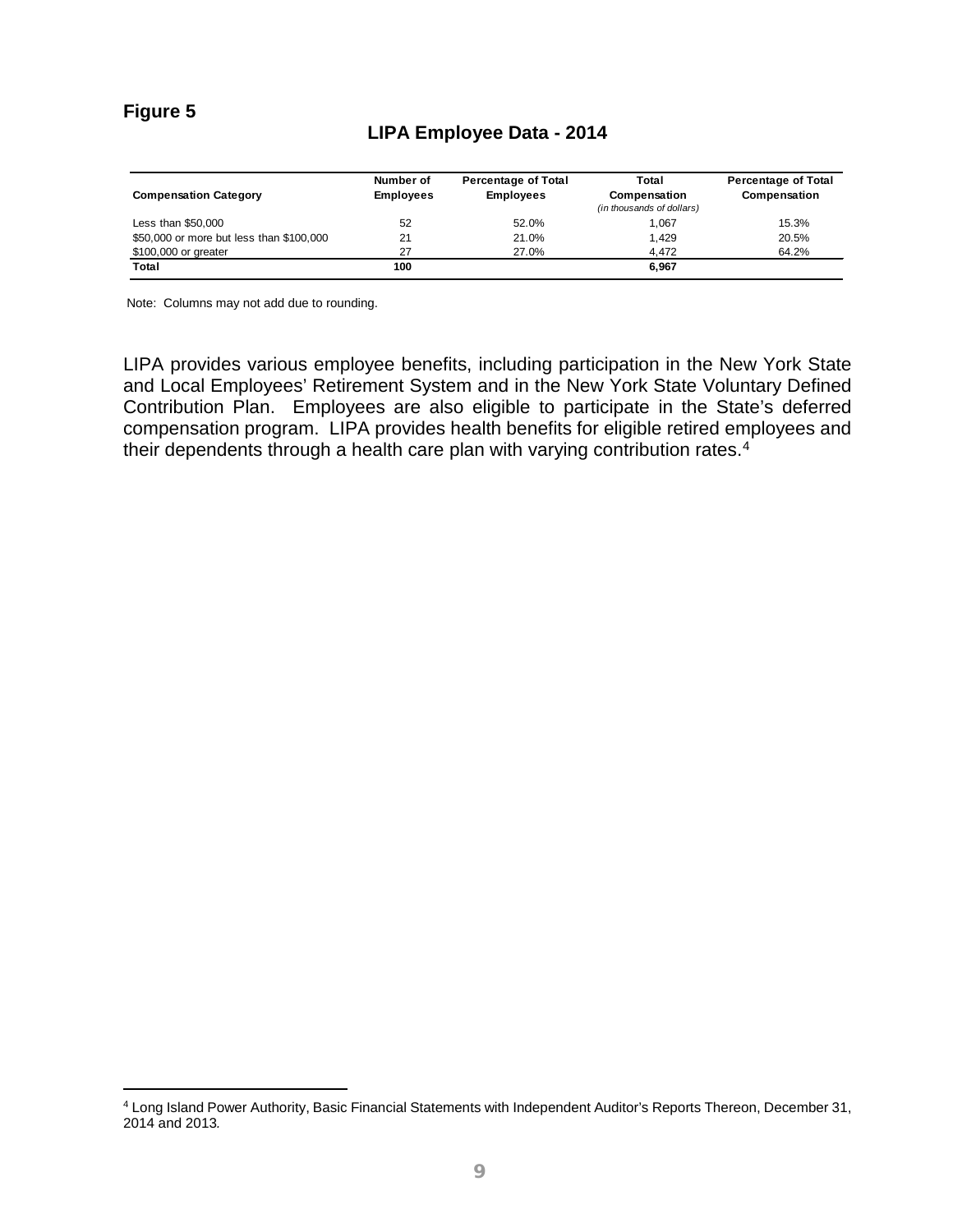**Figure 5**

**LIPA Employee Data - 2014**

| Compensation Category | Number of Employees | Percentage of Total Employees | Total Compensation *(in thousands of dollars)* | Percentage of Total Compensation |
|---|---|---|---|---|
| Less than $50,000 | 52 | 52.0% | 1,067 | 15.3% |
| $50,000 or more but less than $100,000 | 21 | 21.0% | 1,429 | 20.5% |
| $100,000 or greater | 27 | 27.0% | 4,472 | 64.2% |
| **Total** | **100** | | **6,967** | |

Note: Columns may not add due to rounding.

LIPA provides various employee benefits, including participation in the New York State and Local Employees' Retirement System and in the New York State Voluntary Defined Contribution Plan. Employees are also eligible to participate in the State's deferred compensation program. LIPA provides health benefits for eligible retired employees and their dependents through a health care plan with varying contribution rates.[4]

[4] Long Island Power Authority, Basic Financial Statements with Independent Auditor's Reports Thereon, December 31, 2014 and 2013.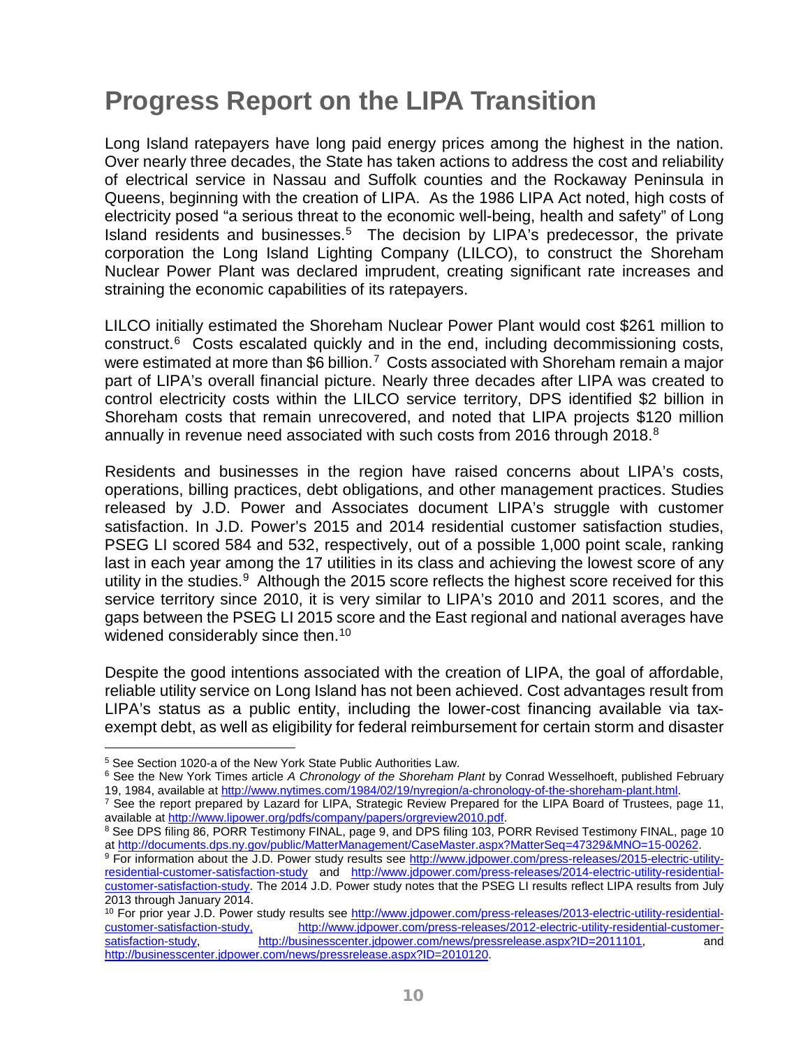# Progress Report on the LIPA Transition

Long Island ratepayers have long paid energy prices among the highest in the nation. Over nearly three decades, the State has taken actions to address the cost and reliability of electrical service in Nassau and Suffolk counties and the Rockaway Peninsula in Queens, beginning with the creation of LIPA. As the 1986 LIPA Act noted, high costs of electricity posed "a serious threat to the economic well-being, health and safety" of Long Island residents and businesses.[5] The decision by LIPA's predecessor, the private corporation the Long Island Lighting Company (LILCO), to construct the Shoreham Nuclear Power Plant was declared imprudent, creating significant rate increases and straining the economic capabilities of its ratepayers.

LILCO initially estimated the Shoreham Nuclear Power Plant would cost $261 million to construct.[6] Costs escalated quickly and in the end, including decommissioning costs, were estimated at more than $6 billion.[7] Costs associated with Shoreham remain a major part of LIPA's overall financial picture. Nearly three decades after LIPA was created to control electricity costs within the LILCO service territory, DPS identified $2 billion in Shoreham costs that remain unrecovered, and noted that LIPA projects $120 million annually in revenue need associated with such costs from 2016 through 2018.[8]

Residents and businesses in the region have raised concerns about LIPA's costs, operations, billing practices, debt obligations, and other management practices. Studies released by J.D. Power and Associates document LIPA's struggle with customer satisfaction. In J.D. Power's 2015 and 2014 residential customer satisfaction studies, PSEG LI scored 584 and 532, respectively, out of a possible 1,000 point scale, ranking last in each year among the 17 utilities in its class and achieving the lowest score of any utility in the studies.[9] Although the 2015 score reflects the highest score received for this service territory since 2010, it is very similar to LIPA's 2010 and 2011 scores, and the gaps between the PSEG LI 2015 score and the East regional and national averages have widened considerably since then.[10]

Despite the good intentions associated with the creation of LIPA, the goal of affordable, reliable utility service on Long Island has not been achieved. Cost advantages result from LIPA's status as a public entity, including the lower-cost financing available via tax-exempt debt, as well as eligibility for federal reimbursement for certain storm and disaster

---

[5] See Section 1020-a of the New York State Public Authorities Law.

[6] See the New York Times article *A Chronology of the Shoreham Plant* by Conrad Wesselhoeft, published February 19, 1984, available at http://www.nytimes.com/1984/02/19/nyregion/a-chronology-of-the-shoreham-plant.html.

[7] See the report prepared by Lazard for LIPA, Strategic Review Prepared for the LIPA Board of Trustees, page 11, available at http://www.lipower.org/pdfs/company/papers/orgreview2010.pdf.

[8] See DPS filing 86, PORR Testimony FINAL, page 9, and DPS filing 103, PORR Revised Testimony FINAL, page 10 at http://documents.dps.ny.gov/public/MatterManagement/CaseMaster.aspx?MatterSeq=47329&MNO=15-00262.

[9] For information about the J.D. Power study results see http://www.jdpower.com/press-releases/2015-electric-utility-residential-customer-satisfaction-study and http://www.jdpower.com/press-releases/2014-electric-utility-residential-customer-satisfaction-study. The 2014 J.D. Power study notes that the PSEG LI results reflect LIPA results from July 2013 through January 2014.

[10] For prior year J.D. Power study results see http://www.jdpower.com/press-releases/2013-electric-utility-residential-customer-satisfaction-study, http://www.jdpower.com/press-releases/2012-electric-utility-residential-customer-satisfaction-study, http://businesscenter.jdpower.com/news/pressrelease.aspx?ID=2011101, and http://businesscenter.jdpower.com/news/pressrelease.aspx?ID=2010120.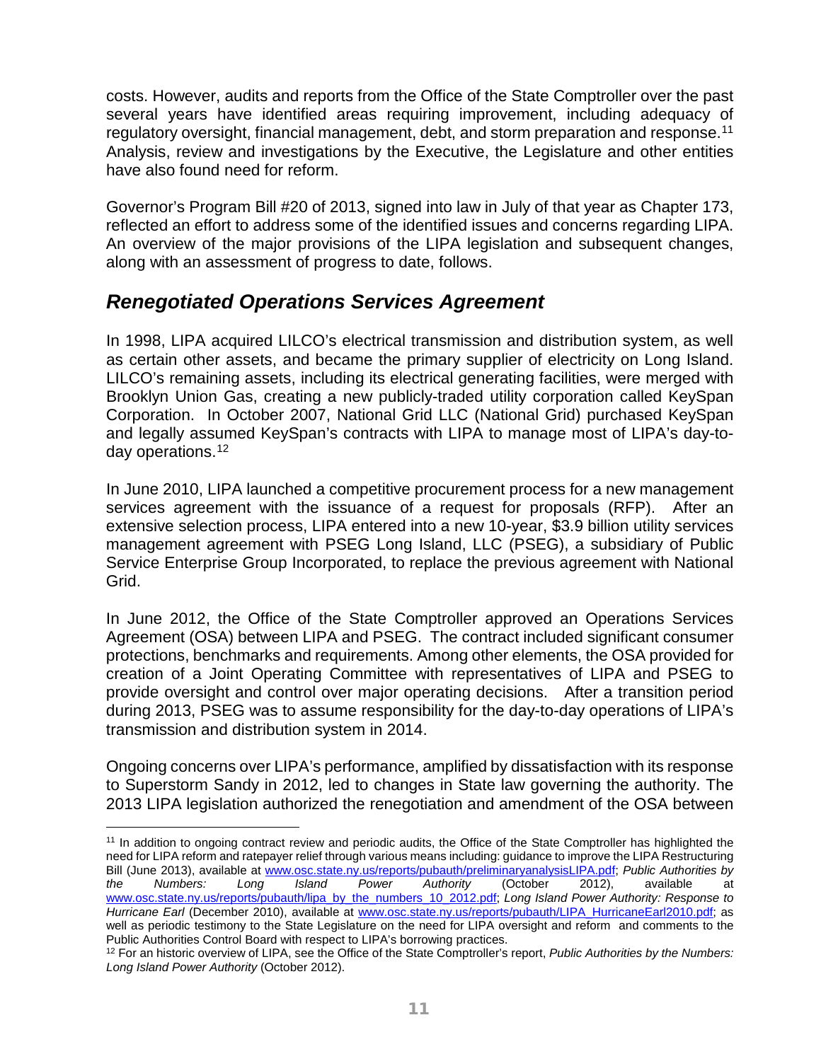costs. However, audits and reports from the Office of the State Comptroller over the past several years have identified areas requiring improvement, including adequacy of regulatory oversight, financial management, debt, and storm preparation and response.[11] Analysis, review and investigations by the Executive, the Legislature and other entities have also found need for reform.

Governor's Program Bill #20 of 2013, signed into law in July of that year as Chapter 173, reflected an effort to address some of the identified issues and concerns regarding LIPA. An overview of the major provisions of the LIPA legislation and subsequent changes, along with an assessment of progress to date, follows.

## *Renegotiated Operations Services Agreement*

In 1998, LIPA acquired LILCO's electrical transmission and distribution system, as well as certain other assets, and became the primary supplier of electricity on Long Island. LILCO's remaining assets, including its electrical generating facilities, were merged with Brooklyn Union Gas, creating a new publicly-traded utility corporation called KeySpan Corporation. In October 2007, National Grid LLC (National Grid) purchased KeySpan and legally assumed KeySpan's contracts with LIPA to manage most of LIPA's day-to-day operations.[12]

In June 2010, LIPA launched a competitive procurement process for a new management services agreement with the issuance of a request for proposals (RFP). After an extensive selection process, LIPA entered into a new 10-year, $3.9 billion utility services management agreement with PSEG Long Island, LLC (PSEG), a subsidiary of Public Service Enterprise Group Incorporated, to replace the previous agreement with National Grid.

In June 2012, the Office of the State Comptroller approved an Operations Services Agreement (OSA) between LIPA and PSEG. The contract included significant consumer protections, benchmarks and requirements. Among other elements, the OSA provided for creation of a Joint Operating Committee with representatives of LIPA and PSEG to provide oversight and control over major operating decisions. After a transition period during 2013, PSEG was to assume responsibility for the day-to-day operations of LIPA's transmission and distribution system in 2014.

Ongoing concerns over LIPA's performance, amplified by dissatisfaction with its response to Superstorm Sandy in 2012, led to changes in State law governing the authority. The 2013 LIPA legislation authorized the renegotiation and amendment of the OSA between

---

[11] In addition to ongoing contract review and periodic audits, the Office of the State Comptroller has highlighted the need for LIPA reform and ratepayer relief through various means including: guidance to improve the LIPA Restructuring Bill (June 2013), available at www.osc.state.ny.us/reports/pubauth/preliminaryanalysisLIPA.pdf; *Public Authorities by the Numbers: Long Island Power Authority* (October 2012), available at www.osc.state.ny.us/reports/pubauth/lipa_by_the_numbers_10_2012.pdf; *Long Island Power Authority: Response to Hurricane Earl* (December 2010), available at www.osc.state.ny.us/reports/pubauth/LIPA_HurricaneEarl2010.pdf; as well as periodic testimony to the State Legislature on the need for LIPA oversight and reform and comments to the Public Authorities Control Board with respect to LIPA's borrowing practices.

[12] For an historic overview of LIPA, see the Office of the State Comptroller's report, *Public Authorities by the Numbers: Long Island Power Authority* (October 2012).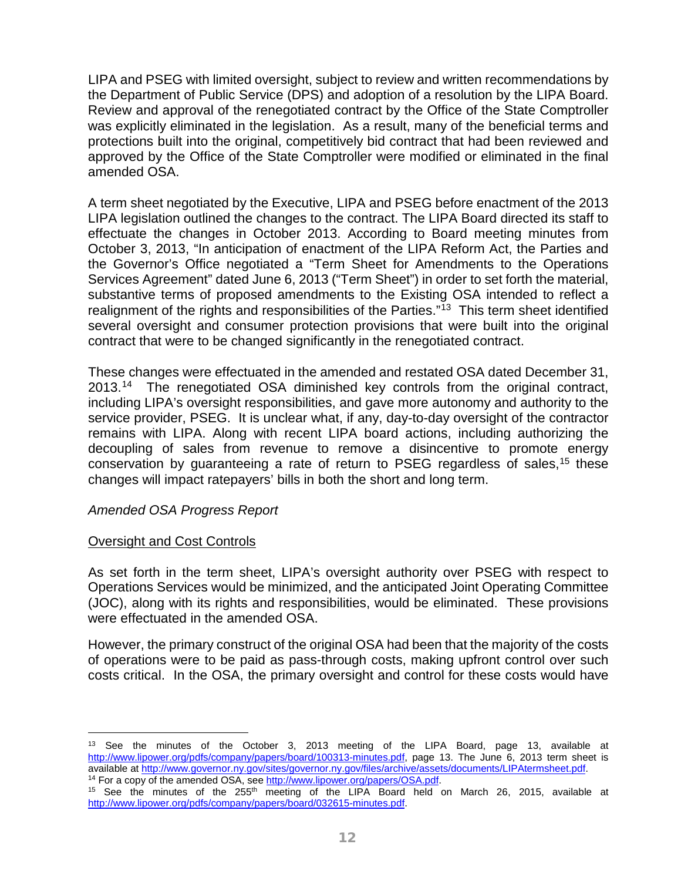LIPA and PSEG with limited oversight, subject to review and written recommendations by the Department of Public Service (DPS) and adoption of a resolution by the LIPA Board. Review and approval of the renegotiated contract by the Office of the State Comptroller was explicitly eliminated in the legislation. As a result, many of the beneficial terms and protections built into the original, competitively bid contract that had been reviewed and approved by the Office of the State Comptroller were modified or eliminated in the final amended OSA.

A term sheet negotiated by the Executive, LIPA and PSEG before enactment of the 2013 LIPA legislation outlined the changes to the contract. The LIPA Board directed its staff to effectuate the changes in October 2013. According to Board meeting minutes from October 3, 2013, "In anticipation of enactment of the LIPA Reform Act, the Parties and the Governor's Office negotiated a "Term Sheet for Amendments to the Operations Services Agreement" dated June 6, 2013 ("Term Sheet") in order to set forth the material, substantive terms of proposed amendments to the Existing OSA intended to reflect a realignment of the rights and responsibilities of the Parties."[13] This term sheet identified several oversight and consumer protection provisions that were built into the original contract that were to be changed significantly in the renegotiated contract.

These changes were effectuated in the amended and restated OSA dated December 31, 2013.[14] The renegotiated OSA diminished key controls from the original contract, including LIPA's oversight responsibilities, and gave more autonomy and authority to the service provider, PSEG. It is unclear what, if any, day-to-day oversight of the contractor remains with LIPA. Along with recent LIPA board actions, including authorizing the decoupling of sales from revenue to remove a disincentive to promote energy conservation by guaranteeing a rate of return to PSEG regardless of sales,[15] these changes will impact ratepayers' bills in both the short and long term.

*Amended OSA Progress Report*

<u>Oversight and Cost Controls</u>

As set forth in the term sheet, LIPA's oversight authority over PSEG with respect to Operations Services would be minimized, and the anticipated Joint Operating Committee (JOC), along with its rights and responsibilities, would be eliminated. These provisions were effectuated in the amended OSA.

However, the primary construct of the original OSA had been that the majority of the costs of operations were to be paid as pass-through costs, making upfront control over such costs critical. In the OSA, the primary oversight and control for these costs would have

---

[13] See the minutes of the October 3, 2013 meeting of the LIPA Board, page 13, available at http://www.lipower.org/pdfs/company/papers/board/100313-minutes.pdf, page 13. The June 6, 2013 term sheet is available at http://www.governor.ny.gov/sites/governor.ny.gov/files/archive/assets/documents/LIPAtermsheet.pdf.

[14] For a copy of the amended OSA, see http://www.lipower.org/papers/OSA.pdf.

[15] See the minutes of the 255th meeting of the LIPA Board held on March 26, 2015, available at http://www.lipower.org/pdfs/company/papers/board/032615-minutes.pdf.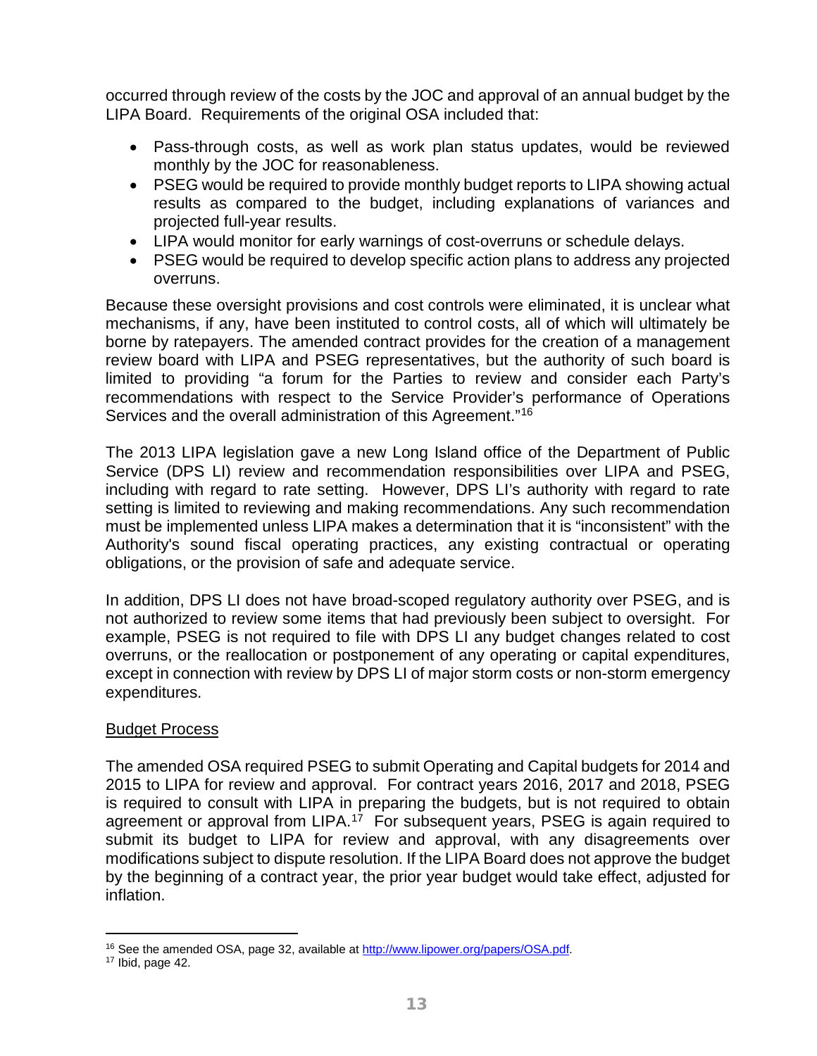occurred through review of the costs by the JOC and approval of an annual budget by the LIPA Board. Requirements of the original OSA included that:

- Pass-through costs, as well as work plan status updates, would be reviewed monthly by the JOC for reasonableness.
- PSEG would be required to provide monthly budget reports to LIPA showing actual results as compared to the budget, including explanations of variances and projected full-year results.
- LIPA would monitor for early warnings of cost-overruns or schedule delays.
- PSEG would be required to develop specific action plans to address any projected overruns.

Because these oversight provisions and cost controls were eliminated, it is unclear what mechanisms, if any, have been instituted to control costs, all of which will ultimately be borne by ratepayers. The amended contract provides for the creation of a management review board with LIPA and PSEG representatives, but the authority of such board is limited to providing "a forum for the Parties to review and consider each Party's recommendations with respect to the Service Provider's performance of Operations Services and the overall administration of this Agreement."[16]

The 2013 LIPA legislation gave a new Long Island office of the Department of Public Service (DPS LI) review and recommendation responsibilities over LIPA and PSEG, including with regard to rate setting. However, DPS LI's authority with regard to rate setting is limited to reviewing and making recommendations. Any such recommendation must be implemented unless LIPA makes a determination that it is "inconsistent" with the Authority's sound fiscal operating practices, any existing contractual or operating obligations, or the provision of safe and adequate service.

In addition, DPS LI does not have broad-scoped regulatory authority over PSEG, and is not authorized to review some items that had previously been subject to oversight. For example, PSEG is not required to file with DPS LI any budget changes related to cost overruns, or the reallocation or postponement of any operating or capital expenditures, except in connection with review by DPS LI of major storm costs or non-storm emergency expenditures.

<u>Budget Process</u>

The amended OSA required PSEG to submit Operating and Capital budgets for 2014 and 2015 to LIPA for review and approval. For contract years 2016, 2017 and 2018, PSEG is required to consult with LIPA in preparing the budgets, but is not required to obtain agreement or approval from LIPA.[17] For subsequent years, PSEG is again required to submit its budget to LIPA for review and approval, with any disagreements over modifications subject to dispute resolution. If the LIPA Board does not approve the budget by the beginning of a contract year, the prior year budget would take effect, adjusted for inflation.

---

[16] See the amended OSA, page 32, available at http://www.lipower.org/papers/OSA.pdf.

[17] Ibid, page 42.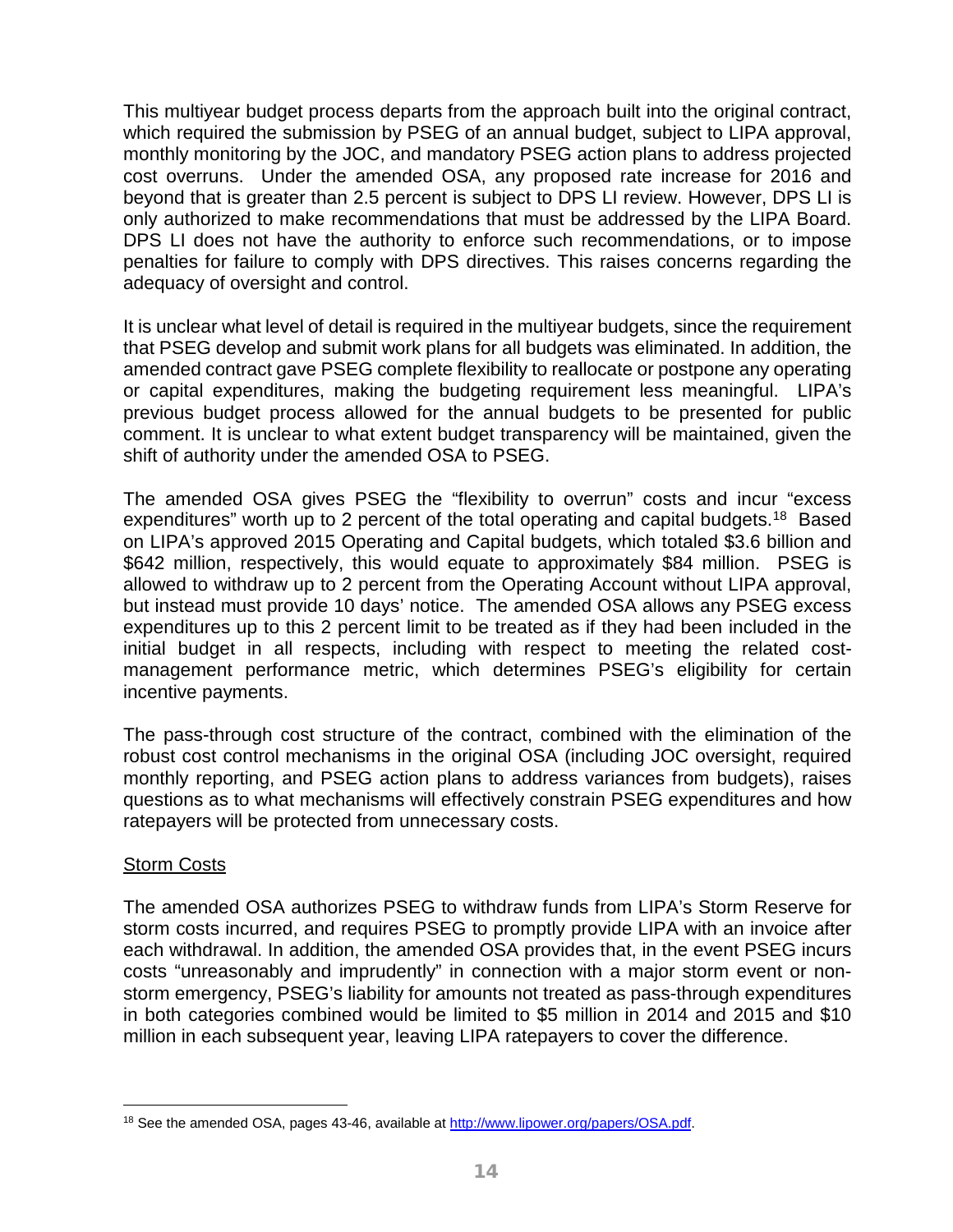This multiyear budget process departs from the approach built into the original contract, which required the submission by PSEG of an annual budget, subject to LIPA approval, monthly monitoring by the JOC, and mandatory PSEG action plans to address projected cost overruns. Under the amended OSA, any proposed rate increase for 2016 and beyond that is greater than 2.5 percent is subject to DPS LI review. However, DPS LI is only authorized to make recommendations that must be addressed by the LIPA Board. DPS LI does not have the authority to enforce such recommendations, or to impose penalties for failure to comply with DPS directives. This raises concerns regarding the adequacy of oversight and control.

It is unclear what level of detail is required in the multiyear budgets, since the requirement that PSEG develop and submit work plans for all budgets was eliminated. In addition, the amended contract gave PSEG complete flexibility to reallocate or postpone any operating or capital expenditures, making the budgeting requirement less meaningful. LIPA's previous budget process allowed for the annual budgets to be presented for public comment. It is unclear to what extent budget transparency will be maintained, given the shift of authority under the amended OSA to PSEG.

The amended OSA gives PSEG the "flexibility to overrun" costs and incur "excess expenditures" worth up to 2 percent of the total operating and capital budgets.[18] Based on LIPA's approved 2015 Operating and Capital budgets, which totaled $3.6 billion and $642 million, respectively, this would equate to approximately $84 million. PSEG is allowed to withdraw up to 2 percent from the Operating Account without LIPA approval, but instead must provide 10 days' notice. The amended OSA allows any PSEG excess expenditures up to this 2 percent limit to be treated as if they had been included in the initial budget in all respects, including with respect to meeting the related cost-management performance metric, which determines PSEG's eligibility for certain incentive payments.

The pass-through cost structure of the contract, combined with the elimination of the robust cost control mechanisms in the original OSA (including JOC oversight, required monthly reporting, and PSEG action plans to address variances from budgets), raises questions as to what mechanisms will effectively constrain PSEG expenditures and how ratepayers will be protected from unnecessary costs.

Storm Costs

The amended OSA authorizes PSEG to withdraw funds from LIPA's Storm Reserve for storm costs incurred, and requires PSEG to promptly provide LIPA with an invoice after each withdrawal. In addition, the amended OSA provides that, in the event PSEG incurs costs "unreasonably and imprudently" in connection with a major storm event or non-storm emergency, PSEG's liability for amounts not treated as pass-through expenditures in both categories combined would be limited to $5 million in 2014 and 2015 and $10 million in each subsequent year, leaving LIPA ratepayers to cover the difference.

[18] See the amended OSA, pages 43-46, available at http://www.lipower.org/papers/OSA.pdf.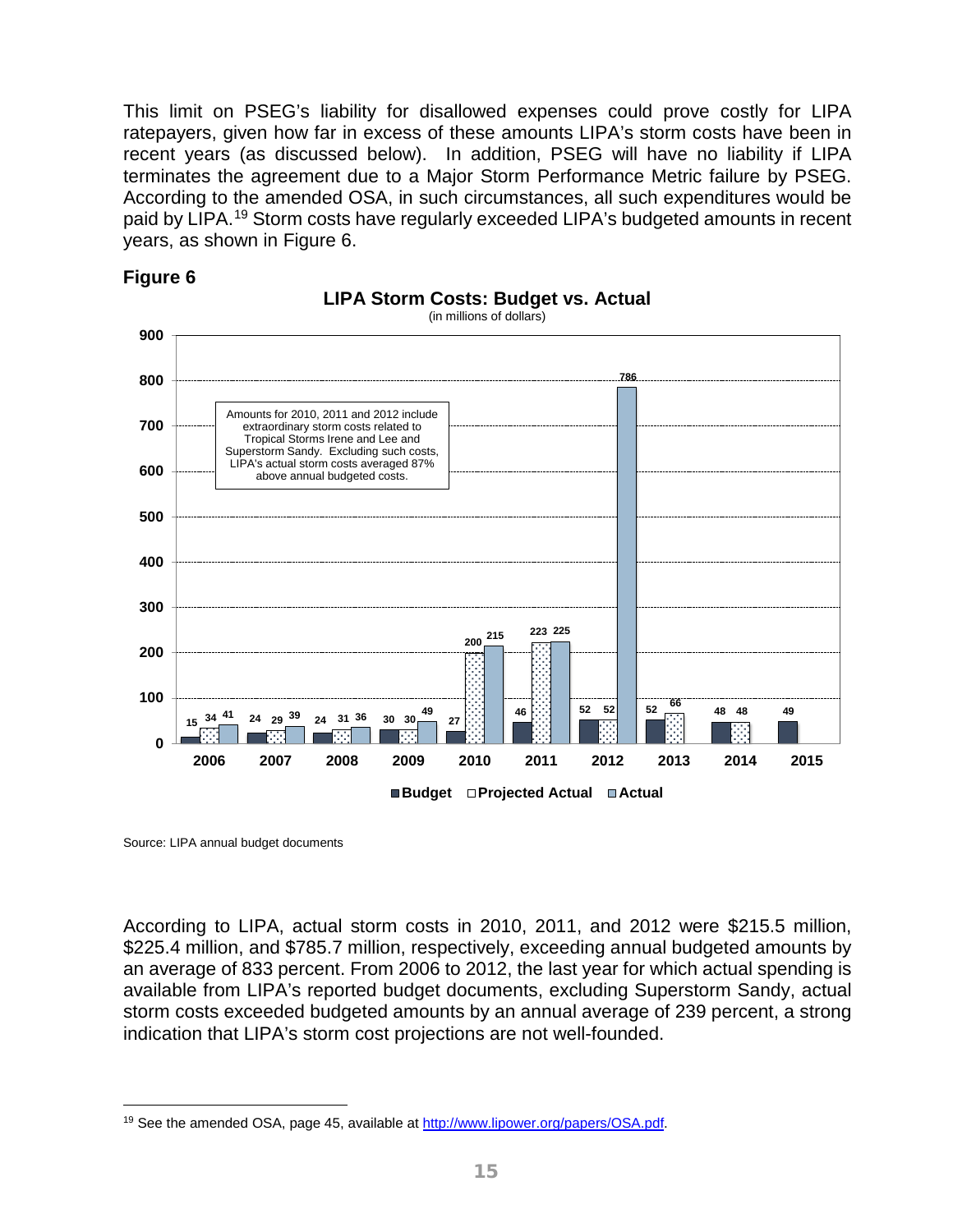This limit on PSEG's liability for disallowed expenses could prove costly for LIPA ratepayers, given how far in excess of these amounts LIPA's storm costs have been in recent years (as discussed below). In addition, PSEG will have no liability if LIPA terminates the agreement due to a Major Storm Performance Metric failure by PSEG. According to the amended OSA, in such circumstances, all such expenditures would be paid by LIPA.[19] Storm costs have regularly exceeded LIPA's budgeted amounts in recent years, as shown in Figure 6.

**Figure 6**

**LIPA Storm Costs: Budget vs. Actual**
(in millions of dollars)

| Year | Budget | Projected Actual | Actual |
|---|---|---|---|
| 2006 | 15 | 34 | 41 |
| 2007 | 24 | 29 | 39 |
| 2008 | 24 | 31 | 36 |
| 2009 | 30 | 30 | 49 |
| 2010 | 27 | 200 | 215 |
| 2011 | 46 | 223 | 225 |
| 2012 | 52 | 52 | 786 |
| 2013 | 52 | 66 | |
| 2014 | 48 | 48 | |
| 2015 | 49 | | |

Amounts for 2010, 2011 and 2012 include extraordinary storm costs related to Tropical Storms Irene and Lee and Superstorm Sandy. Excluding such costs, LIPA's actual storm costs averaged 87% above annual budgeted costs.

Source: LIPA annual budget documents

According to LIPA, actual storm costs in 2010, 2011, and 2012 were $215.5 million, $225.4 million, and $785.7 million, respectively, exceeding annual budgeted amounts by an average of 833 percent. From 2006 to 2012, the last year for which actual spending is available from LIPA's reported budget documents, excluding Superstorm Sandy, actual storm costs exceeded budgeted amounts by an annual average of 239 percent, a strong indication that LIPA's storm cost projections are not well-founded.

[19] See the amended OSA, page 45, available at http://www.lipower.org/papers/OSA.pdf.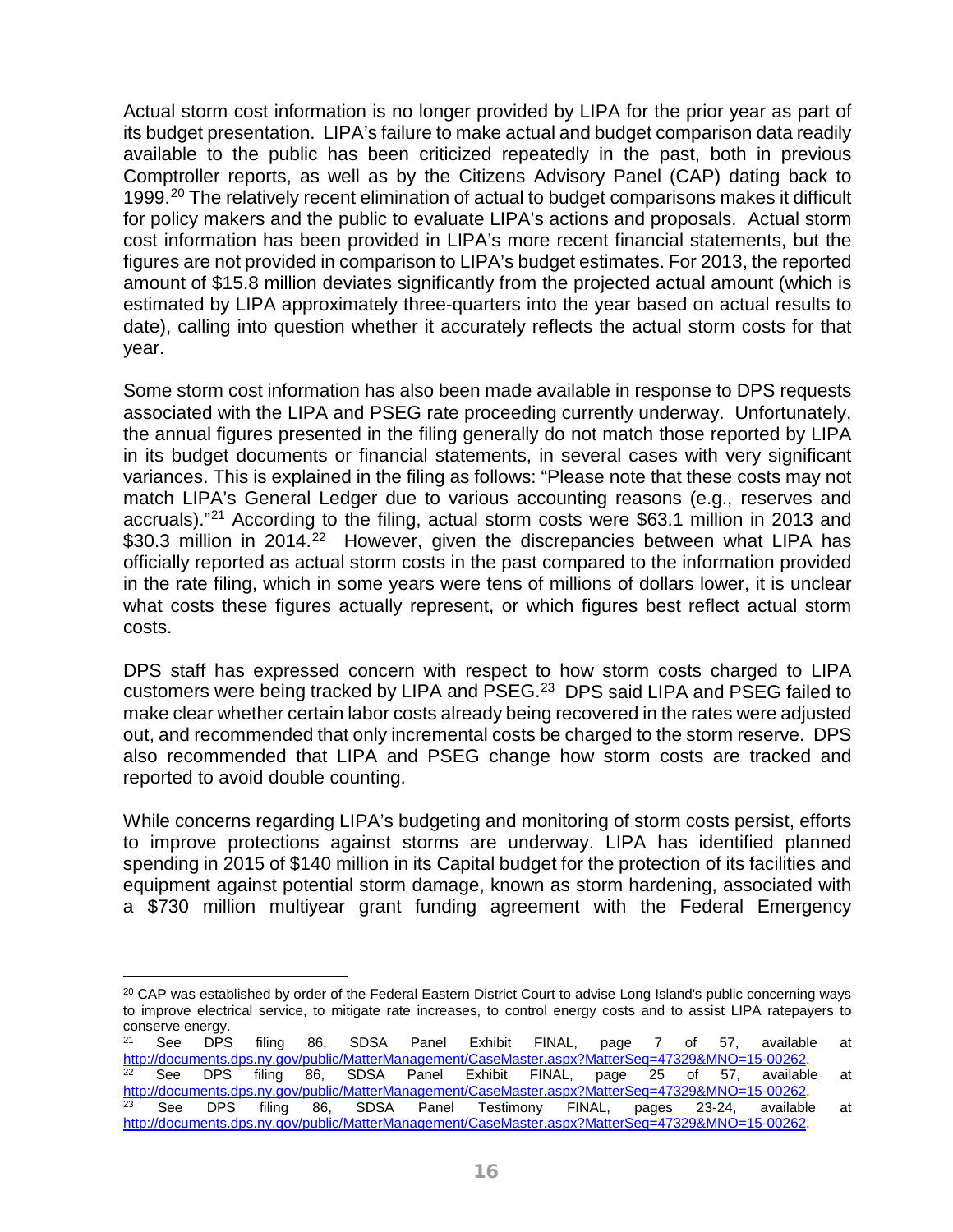Actual storm cost information is no longer provided by LIPA for the prior year as part of its budget presentation. LIPA's failure to make actual and budget comparison data readily available to the public has been criticized repeatedly in the past, both in previous Comptroller reports, as well as by the Citizens Advisory Panel (CAP) dating back to 1999.[20] The relatively recent elimination of actual to budget comparisons makes it difficult for policy makers and the public to evaluate LIPA's actions and proposals. Actual storm cost information has been provided in LIPA's more recent financial statements, but the figures are not provided in comparison to LIPA's budget estimates. For 2013, the reported amount of $15.8 million deviates significantly from the projected actual amount (which is estimated by LIPA approximately three-quarters into the year based on actual results to date), calling into question whether it accurately reflects the actual storm costs for that year.

Some storm cost information has also been made available in response to DPS requests associated with the LIPA and PSEG rate proceeding currently underway. Unfortunately, the annual figures presented in the filing generally do not match those reported by LIPA in its budget documents or financial statements, in several cases with very significant variances. This is explained in the filing as follows: "Please note that these costs may not match LIPA's General Ledger due to various accounting reasons (e.g., reserves and accruals)."[21] According to the filing, actual storm costs were $63.1 million in 2013 and $30.3 million in 2014.[22] However, given the discrepancies between what LIPA has officially reported as actual storm costs in the past compared to the information provided in the rate filing, which in some years were tens of millions of dollars lower, it is unclear what costs these figures actually represent, or which figures best reflect actual storm costs.

DPS staff has expressed concern with respect to how storm costs charged to LIPA customers were being tracked by LIPA and PSEG.[23] DPS said LIPA and PSEG failed to make clear whether certain labor costs already being recovered in the rates were adjusted out, and recommended that only incremental costs be charged to the storm reserve. DPS also recommended that LIPA and PSEG change how storm costs are tracked and reported to avoid double counting.

While concerns regarding LIPA's budgeting and monitoring of storm costs persist, efforts to improve protections against storms are underway. LIPA has identified planned spending in 2015 of $140 million in its Capital budget for the protection of its facilities and equipment against potential storm damage, known as storm hardening, associated with a $730 million multiyear grant funding agreement with the Federal Emergency

---

[20] CAP was established by order of the Federal Eastern District Court to advise Long Island's public concerning ways to improve electrical service, to mitigate rate increases, to control energy costs and to assist LIPA ratepayers to conserve energy.

[21] See DPS filing 86, SDSA Panel Exhibit FINAL, page 7 of 57, available at http://documents.dps.ny.gov/public/MatterManagement/CaseMaster.aspx?MatterSeq=47329&MNO=15-00262.

[22] See DPS filing 86, SDSA Panel Exhibit FINAL, page 25 of 57, available at http://documents.dps.ny.gov/public/MatterManagement/CaseMaster.aspx?MatterSeq=47329&MNO=15-00262.

[23] See DPS filing 86, SDSA Panel Testimony FINAL, pages 23-24, available at http://documents.dps.ny.gov/public/MatterManagement/CaseMaster.aspx?MatterSeq=47329&MNO=15-00262.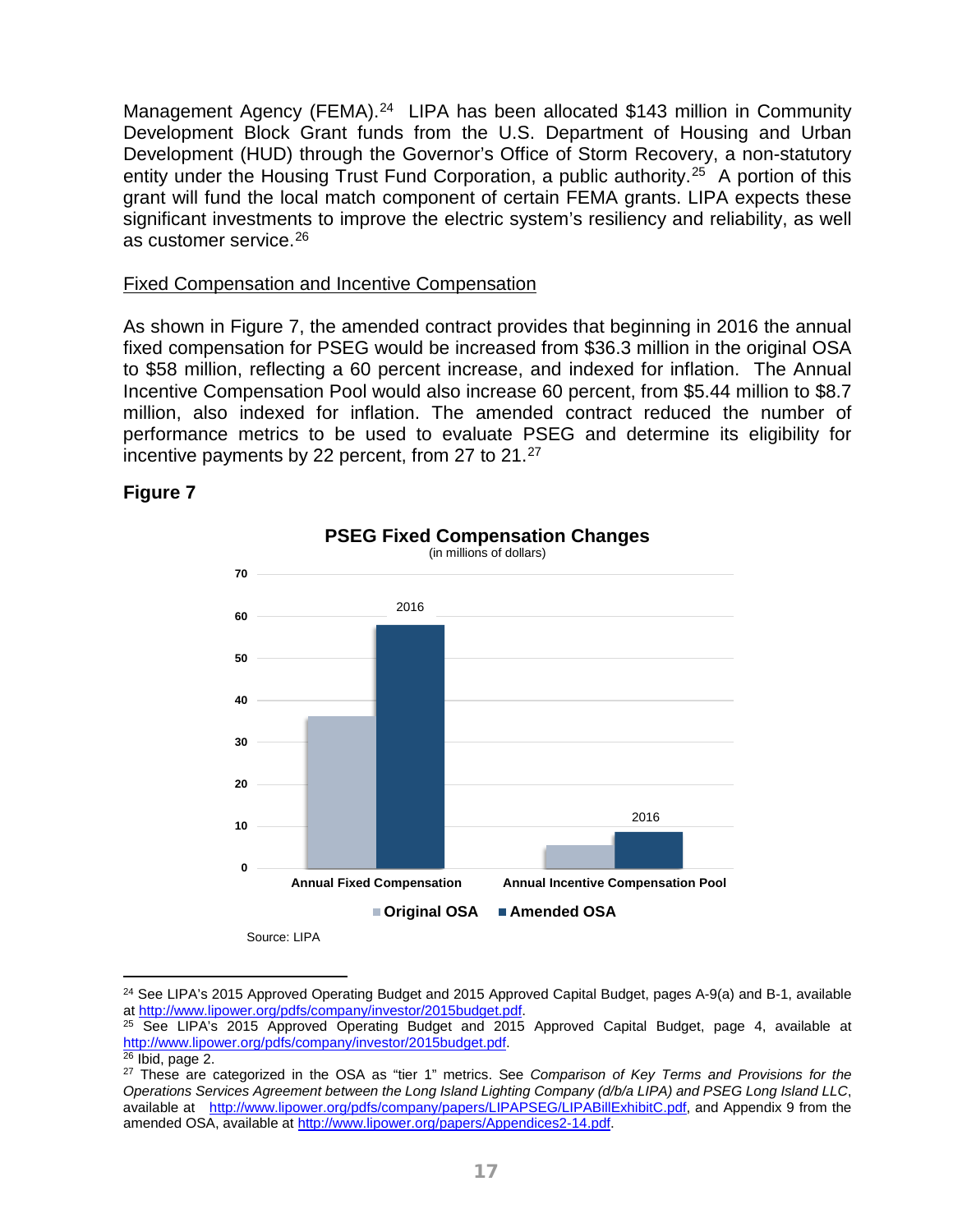Management Agency (FEMA).[24] LIPA has been allocated $143 million in Community Development Block Grant funds from the U.S. Department of Housing and Urban Development (HUD) through the Governor's Office of Storm Recovery, a non-statutory entity under the Housing Trust Fund Corporation, a public authority.[25] A portion of this grant will fund the local match component of certain FEMA grants. LIPA expects these significant investments to improve the electric system's resiliency and reliability, as well as customer service.[26]

<u>Fixed Compensation and Incentive Compensation</u>

As shown in Figure 7, the amended contract provides that beginning in 2016 the annual fixed compensation for PSEG would be increased from $36.3 million in the original OSA to $58 million, reflecting a 60 percent increase, and indexed for inflation. The Annual Incentive Compensation Pool would also increase 60 percent, from $5.44 million to $8.7 million, also indexed for inflation. The amended contract reduced the number of performance metrics to be used to evaluate PSEG and determine its eligibility for incentive payments by 22 percent, from 27 to 21.[27]

**Figure 7**

**PSEG Fixed Compensation Changes**
(in millions of dollars)

| | Original OSA | Amended OSA (2016) |
|---|---|---|
| Annual Fixed Compensation | 36.3 | 58 |
| Annual Incentive Compensation Pool | 5.44 | 8.7 |

Source: LIPA

---

[24] See LIPA's 2015 Approved Operating Budget and 2015 Approved Capital Budget, pages A-9(a) and B-1, available at http://www.lipower.org/pdfs/company/investor/2015budget.pdf.

[25] See LIPA's 2015 Approved Operating Budget and 2015 Approved Capital Budget, page 4, available at http://www.lipower.org/pdfs/company/investor/2015budget.pdf.

[26] Ibid, page 2.

[27] These are categorized in the OSA as "tier 1" metrics. See *Comparison of Key Terms and Provisions for the Operations Services Agreement between the Long Island Lighting Company (d/b/a LIPA) and PSEG Long Island LLC*, available at http://www.lipower.org/pdfs/company/papers/LIPAPSEG/LIPABillExhibitC.pdf, and Appendix 9 from the amended OSA, available at http://www.lipower.org/papers/Appendices2-14.pdf.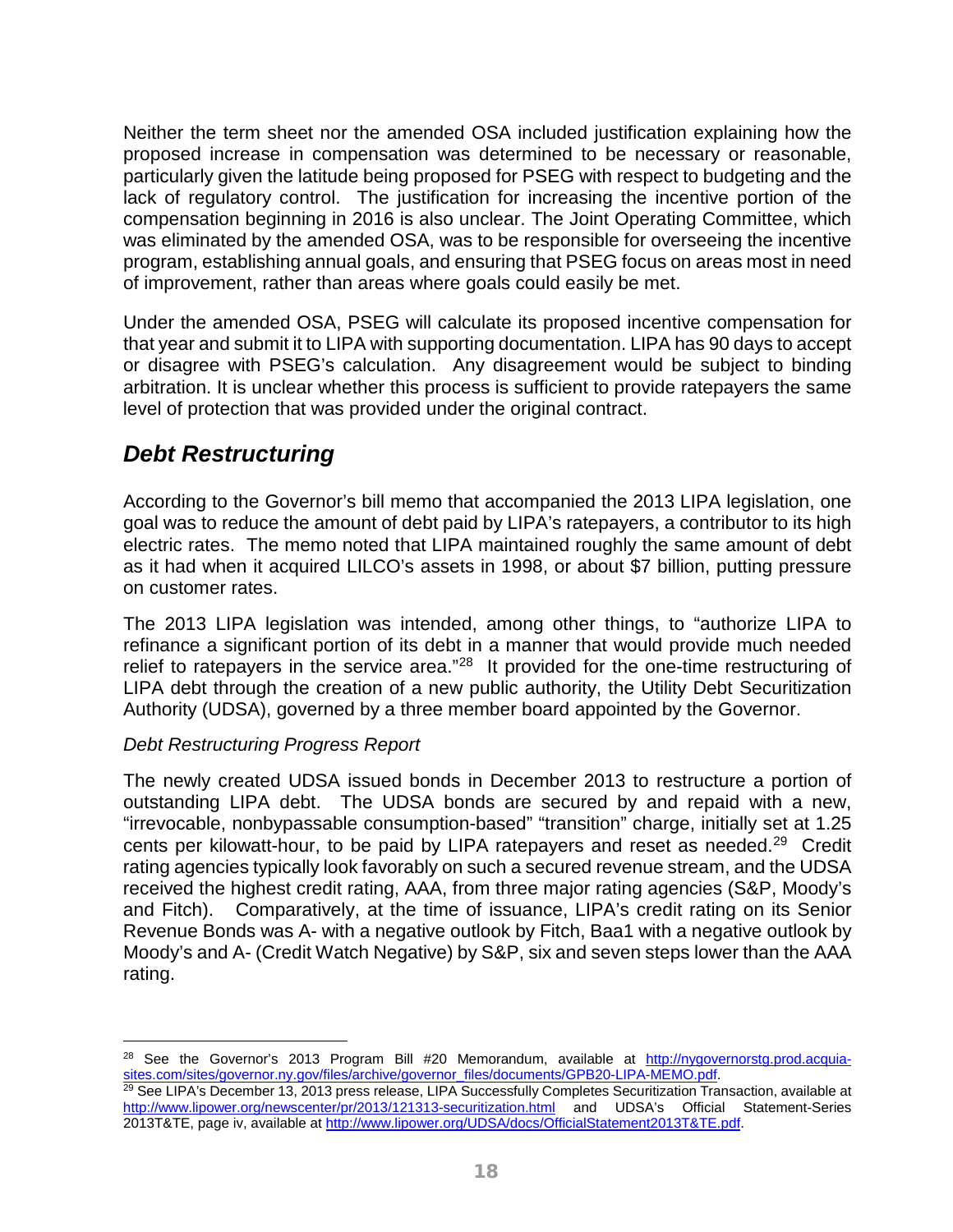Neither the term sheet nor the amended OSA included justification explaining how the proposed increase in compensation was determined to be necessary or reasonable, particularly given the latitude being proposed for PSEG with respect to budgeting and the lack of regulatory control. The justification for increasing the incentive portion of the compensation beginning in 2016 is also unclear. The Joint Operating Committee, which was eliminated by the amended OSA, was to be responsible for overseeing the incentive program, establishing annual goals, and ensuring that PSEG focus on areas most in need of improvement, rather than areas where goals could easily be met.

Under the amended OSA, PSEG will calculate its proposed incentive compensation for that year and submit it to LIPA with supporting documentation. LIPA has 90 days to accept or disagree with PSEG's calculation. Any disagreement would be subject to binding arbitration. It is unclear whether this process is sufficient to provide ratepayers the same level of protection that was provided under the original contract.

## ***Debt Restructuring***

According to the Governor's bill memo that accompanied the 2013 LIPA legislation, one goal was to reduce the amount of debt paid by LIPA's ratepayers, a contributor to its high electric rates. The memo noted that LIPA maintained roughly the same amount of debt as it had when it acquired LILCO's assets in 1998, or about $7 billion, putting pressure on customer rates.

The 2013 LIPA legislation was intended, among other things, to "authorize LIPA to refinance a significant portion of its debt in a manner that would provide much needed relief to ratepayers in the service area."[28] It provided for the one-time restructuring of LIPA debt through the creation of a new public authority, the Utility Debt Securitization Authority (UDSA), governed by a three member board appointed by the Governor.

*Debt Restructuring Progress Report*

The newly created UDSA issued bonds in December 2013 to restructure a portion of outstanding LIPA debt. The UDSA bonds are secured by and repaid with a new, "irrevocable, nonbypassable consumption-based" "transition" charge, initially set at 1.25 cents per kilowatt-hour, to be paid by LIPA ratepayers and reset as needed.[29] Credit rating agencies typically look favorably on such a secured revenue stream, and the UDSA received the highest credit rating, AAA, from three major rating agencies (S&P, Moody's and Fitch). Comparatively, at the time of issuance, LIPA's credit rating on its Senior Revenue Bonds was A- with a negative outlook by Fitch, Baa1 with a negative outlook by Moody's and A- (Credit Watch Negative) by S&P, six and seven steps lower than the AAA rating.

---

[28] See the Governor's 2013 Program Bill #20 Memorandum, available at http://nygovernorstg.prod.acquia-sites.com/sites/governor.ny.gov/files/archive/governor_files/documents/GPB20-LIPA-MEMO.pdf.

[29] See LIPA's December 13, 2013 press release, LIPA Successfully Completes Securitization Transaction, available at http://www.lipower.org/newscenter/pr/2013/121313-securitization.html and UDSA's Official Statement-Series 2013T&TE, page iv, available at http://www.lipower.org/UDSA/docs/OfficialStatement2013T&TE.pdf.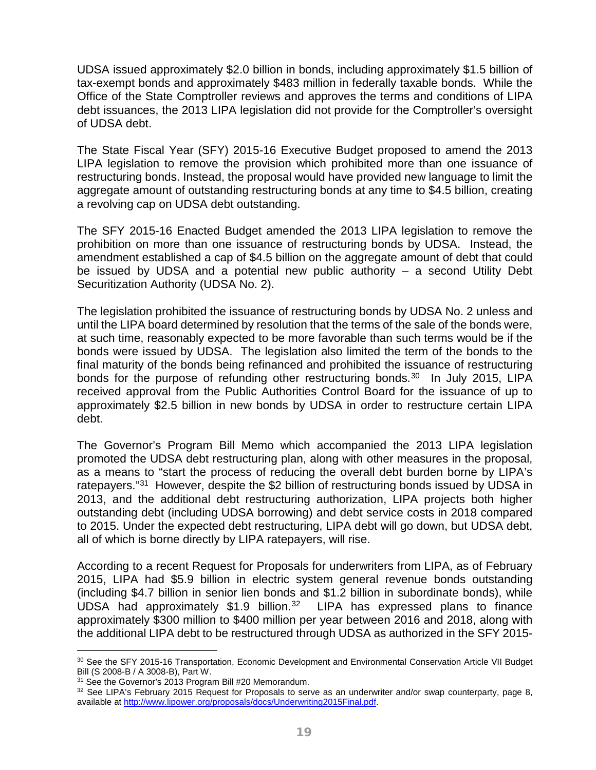UDSA issued approximately $2.0 billion in bonds, including approximately $1.5 billion of tax-exempt bonds and approximately $483 million in federally taxable bonds. While the Office of the State Comptroller reviews and approves the terms and conditions of LIPA debt issuances, the 2013 LIPA legislation did not provide for the Comptroller's oversight of UDSA debt.

The State Fiscal Year (SFY) 2015-16 Executive Budget proposed to amend the 2013 LIPA legislation to remove the provision which prohibited more than one issuance of restructuring bonds. Instead, the proposal would have provided new language to limit the aggregate amount of outstanding restructuring bonds at any time to $4.5 billion, creating a revolving cap on UDSA debt outstanding.

The SFY 2015-16 Enacted Budget amended the 2013 LIPA legislation to remove the prohibition on more than one issuance of restructuring bonds by UDSA. Instead, the amendment established a cap of $4.5 billion on the aggregate amount of debt that could be issued by UDSA and a potential new public authority – a second Utility Debt Securitization Authority (UDSA No. 2).

The legislation prohibited the issuance of restructuring bonds by UDSA No. 2 unless and until the LIPA board determined by resolution that the terms of the sale of the bonds were, at such time, reasonably expected to be more favorable than such terms would be if the bonds were issued by UDSA. The legislation also limited the term of the bonds to the final maturity of the bonds being refinanced and prohibited the issuance of restructuring bonds for the purpose of refunding other restructuring bonds.[30] In July 2015, LIPA received approval from the Public Authorities Control Board for the issuance of up to approximately $2.5 billion in new bonds by UDSA in order to restructure certain LIPA debt.

The Governor's Program Bill Memo which accompanied the 2013 LIPA legislation promoted the UDSA debt restructuring plan, along with other measures in the proposal, as a means to "start the process of reducing the overall debt burden borne by LIPA's ratepayers."[31] However, despite the $2 billion of restructuring bonds issued by UDSA in 2013, and the additional debt restructuring authorization, LIPA projects both higher outstanding debt (including UDSA borrowing) and debt service costs in 2018 compared to 2015. Under the expected debt restructuring, LIPA debt will go down, but UDSA debt, all of which is borne directly by LIPA ratepayers, will rise.

According to a recent Request for Proposals for underwriters from LIPA, as of February 2015, LIPA had $5.9 billion in electric system general revenue bonds outstanding (including $4.7 billion in senior lien bonds and $1.2 billion in subordinate bonds), while UDSA had approximately $1.9 billion.[32] LIPA has expressed plans to finance approximately $300 million to $400 million per year between 2016 and 2018, along with the additional LIPA debt to be restructured through UDSA as authorized in the SFY 2015-

---

[30] See the SFY 2015-16 Transportation, Economic Development and Environmental Conservation Article VII Budget Bill (S 2008-B / A 3008-B), Part W.

[31] See the Governor's 2013 Program Bill #20 Memorandum.

[32] See LIPA's February 2015 Request for Proposals to serve as an underwriter and/or swap counterparty, page 8, available at http://www.lipower.org/proposals/docs/Underwriting2015Final.pdf.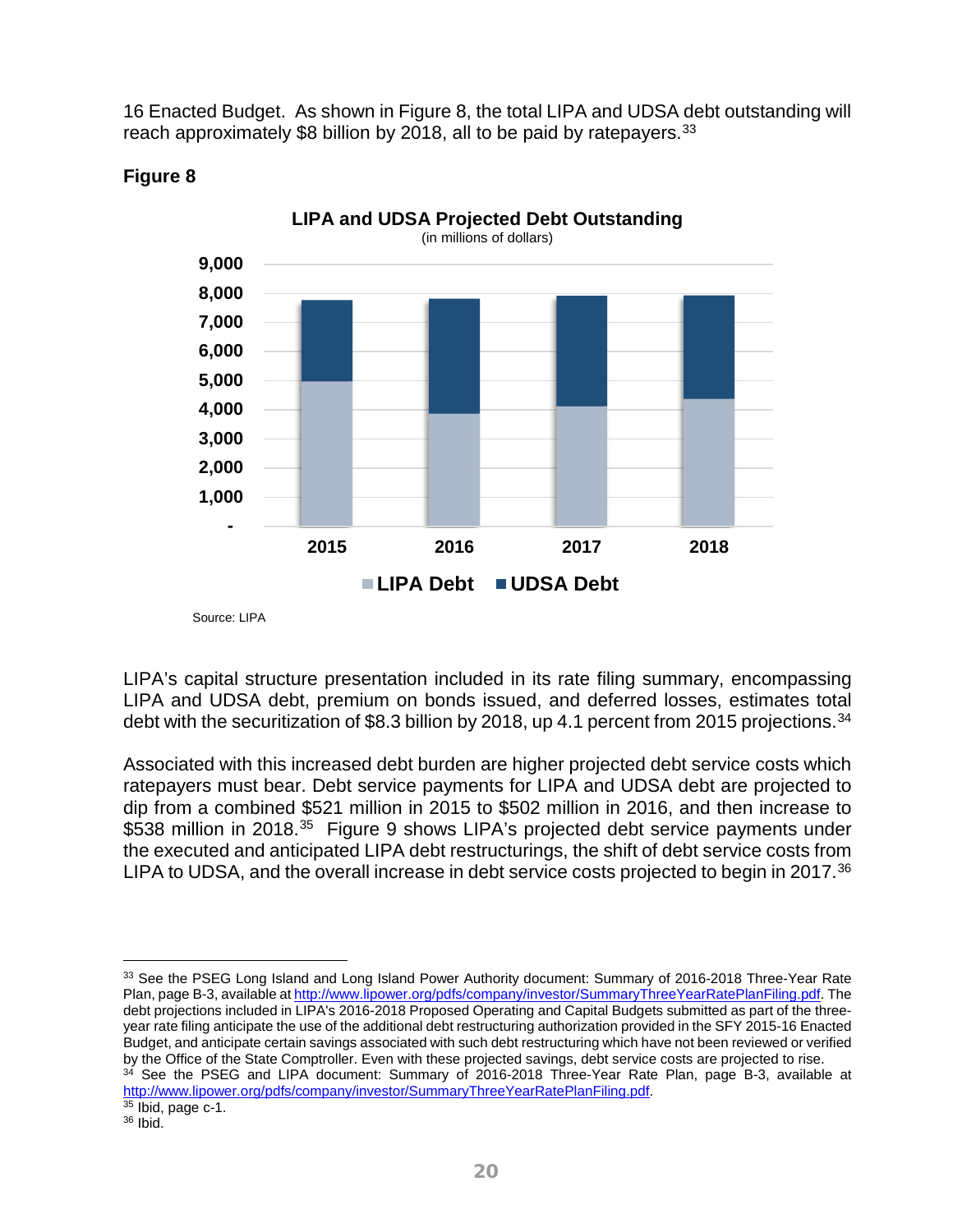16 Enacted Budget. As shown in Figure 8, the total LIPA and UDSA debt outstanding will reach approximately $8 billion by 2018, all to be paid by ratepayers.[33]

**Figure 8**

**LIPA and UDSA Projected Debt Outstanding**
(in millions of dollars)

Source: LIPA

LIPA's capital structure presentation included in its rate filing summary, encompassing LIPA and UDSA debt, premium on bonds issued, and deferred losses, estimates total debt with the securitization of $8.3 billion by 2018, up 4.1 percent from 2015 projections.[34]

Associated with this increased debt burden are higher projected debt service costs which ratepayers must bear. Debt service payments for LIPA and UDSA debt are projected to dip from a combined $521 million in 2015 to $502 million in 2016, and then increase to $538 million in 2018.[35] Figure 9 shows LIPA's projected debt service payments under the executed and anticipated LIPA debt restructurings, the shift of debt service costs from LIPA to UDSA, and the overall increase in debt service costs projected to begin in 2017.[36]

---

[33] See the PSEG Long Island and Long Island Power Authority document: Summary of 2016-2018 Three-Year Rate Plan, page B-3, available at http://www.lipower.org/pdfs/company/investor/SummaryThreeYearRatePlanFiling.pdf. The debt projections included in LIPA's 2016-2018 Proposed Operating and Capital Budgets submitted as part of the three-year rate filing anticipate the use of the additional debt restructuring authorization provided in the SFY 2015-16 Enacted Budget, and anticipate certain savings associated with such debt restructuring which have not been reviewed or verified by the Office of the State Comptroller. Even with these projected savings, debt service costs are projected to rise.

[34] See the PSEG and LIPA document: Summary of 2016-2018 Three-Year Rate Plan, page B-3, available at http://www.lipower.org/pdfs/company/investor/SummaryThreeYearRatePlanFiling.pdf.

[35] Ibid, page c-1.

[36] Ibid.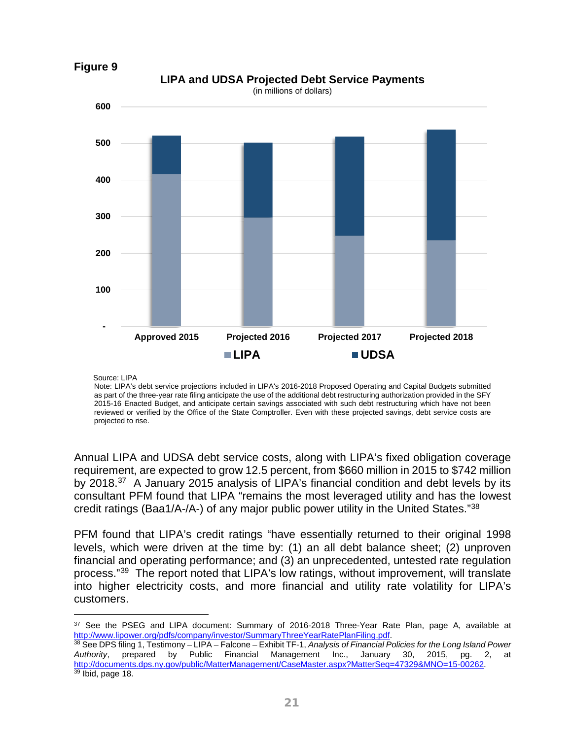**Figure 9**

**LIPA and UDSA Projected Debt Service Payments**
(in millions of dollars)

Source: LIPA

Note: LIPA's debt service projections included in LIPA's 2016-2018 Proposed Operating and Capital Budgets submitted as part of the three-year rate filing anticipate the use of the additional debt restructuring authorization provided in the SFY 2015-16 Enacted Budget, and anticipate certain savings associated with such debt restructuring which have not been reviewed or verified by the Office of the State Comptroller. Even with these projected savings, debt service costs are projected to rise.

Annual LIPA and UDSA debt service costs, along with LIPA's fixed obligation coverage requirement, are expected to grow 12.5 percent, from $660 million in 2015 to $742 million by 2018.[37] A January 2015 analysis of LIPA's financial condition and debt levels by its consultant PFM found that LIPA "remains the most leveraged utility and has the lowest credit ratings (Baa1/A-/A-) of any major public power utility in the United States."[38]

PFM found that LIPA's credit ratings "have essentially returned to their original 1998 levels, which were driven at the time by: (1) an all debt balance sheet; (2) unproven financial and operating performance; and (3) an unprecedented, untested rate regulation process."[39] The report noted that LIPA's low ratings, without improvement, will translate into higher electricity costs, and more financial and utility rate volatility for LIPA's customers.

---

[37] See the PSEG and LIPA document: Summary of 2016-2018 Three-Year Rate Plan, page A, available at http://www.lipower.org/pdfs/company/investor/SummaryThreeYearRatePlanFiling.pdf.

[38] See DPS filing 1, Testimony – LIPA – Falcone – Exhibit TF-1, *Analysis of Financial Policies for the Long Island Power Authority*, prepared by Public Financial Management Inc., January 30, 2015, pg. 2, at http://documents.dps.ny.gov/public/MatterManagement/CaseMaster.aspx?MatterSeq=47329&MNO=15-00262.

[39] Ibid, page 18.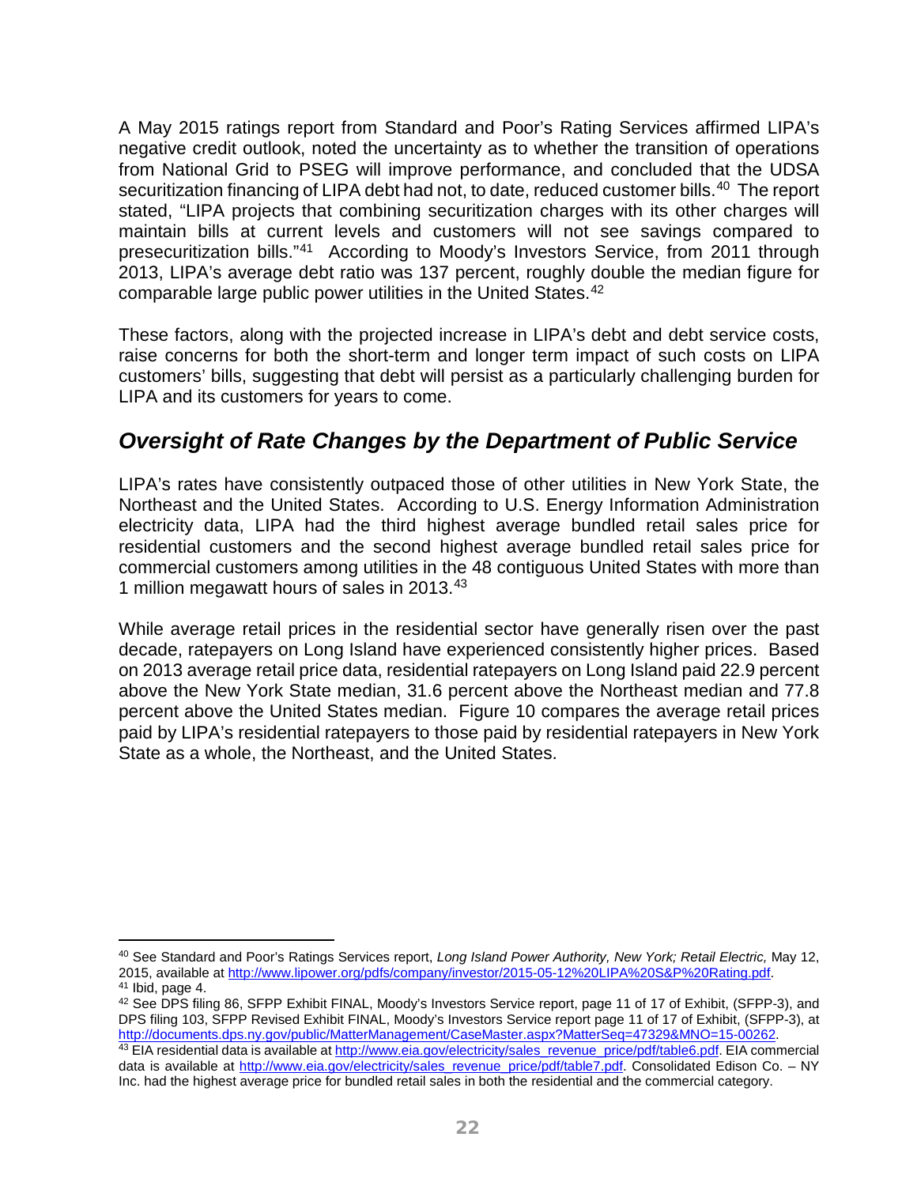A May 2015 ratings report from Standard and Poor's Rating Services affirmed LIPA's negative credit outlook, noted the uncertainty as to whether the transition of operations from National Grid to PSEG will improve performance, and concluded that the UDSA securitization financing of LIPA debt had not, to date, reduced customer bills.[40] The report stated, "LIPA projects that combining securitization charges with its other charges will maintain bills at current levels and customers will not see savings compared to presecuritization bills."[41] According to Moody's Investors Service, from 2011 through 2013, LIPA's average debt ratio was 137 percent, roughly double the median figure for comparable large public power utilities in the United States.[42]

These factors, along with the projected increase in LIPA's debt and debt service costs, raise concerns for both the short-term and longer term impact of such costs on LIPA customers' bills, suggesting that debt will persist as a particularly challenging burden for LIPA and its customers for years to come.

## *Oversight of Rate Changes by the Department of Public Service*

LIPA's rates have consistently outpaced those of other utilities in New York State, the Northeast and the United States. According to U.S. Energy Information Administration electricity data, LIPA had the third highest average bundled retail sales price for residential customers and the second highest average bundled retail sales price for commercial customers among utilities in the 48 contiguous United States with more than 1 million megawatt hours of sales in 2013.[43]

While average retail prices in the residential sector have generally risen over the past decade, ratepayers on Long Island have experienced consistently higher prices. Based on 2013 average retail price data, residential ratepayers on Long Island paid 22.9 percent above the New York State median, 31.6 percent above the Northeast median and 77.8 percent above the United States median. Figure 10 compares the average retail prices paid by LIPA's residential ratepayers to those paid by residential ratepayers in New York State as a whole, the Northeast, and the United States.

---

[40] See Standard and Poor's Ratings Services report, *Long Island Power Authority, New York; Retail Electric,* May 12, 2015, available at http://www.lipower.org/pdfs/company/investor/2015-05-12%20LIPA%20S&P%20Rating.pdf.

[41] Ibid, page 4.

[42] See DPS filing 86, SFPP Exhibit FINAL, Moody's Investors Service report, page 11 of 17 of Exhibit, (SFPP-3), and DPS filing 103, SFPP Revised Exhibit FINAL, Moody's Investors Service report page 11 of 17 of Exhibit, (SFPP-3), at http://documents.dps.ny.gov/public/MatterManagement/CaseMaster.aspx?MatterSeq=47329&MNO=15-00262.

[43] EIA residential data is available at http://www.eia.gov/electricity/sales_revenue_price/pdf/table6.pdf. EIA commercial data is available at http://www.eia.gov/electricity/sales_revenue_price/pdf/table7.pdf. Consolidated Edison Co. – NY Inc. had the highest average price for bundled retail sales in both the residential and the commercial category.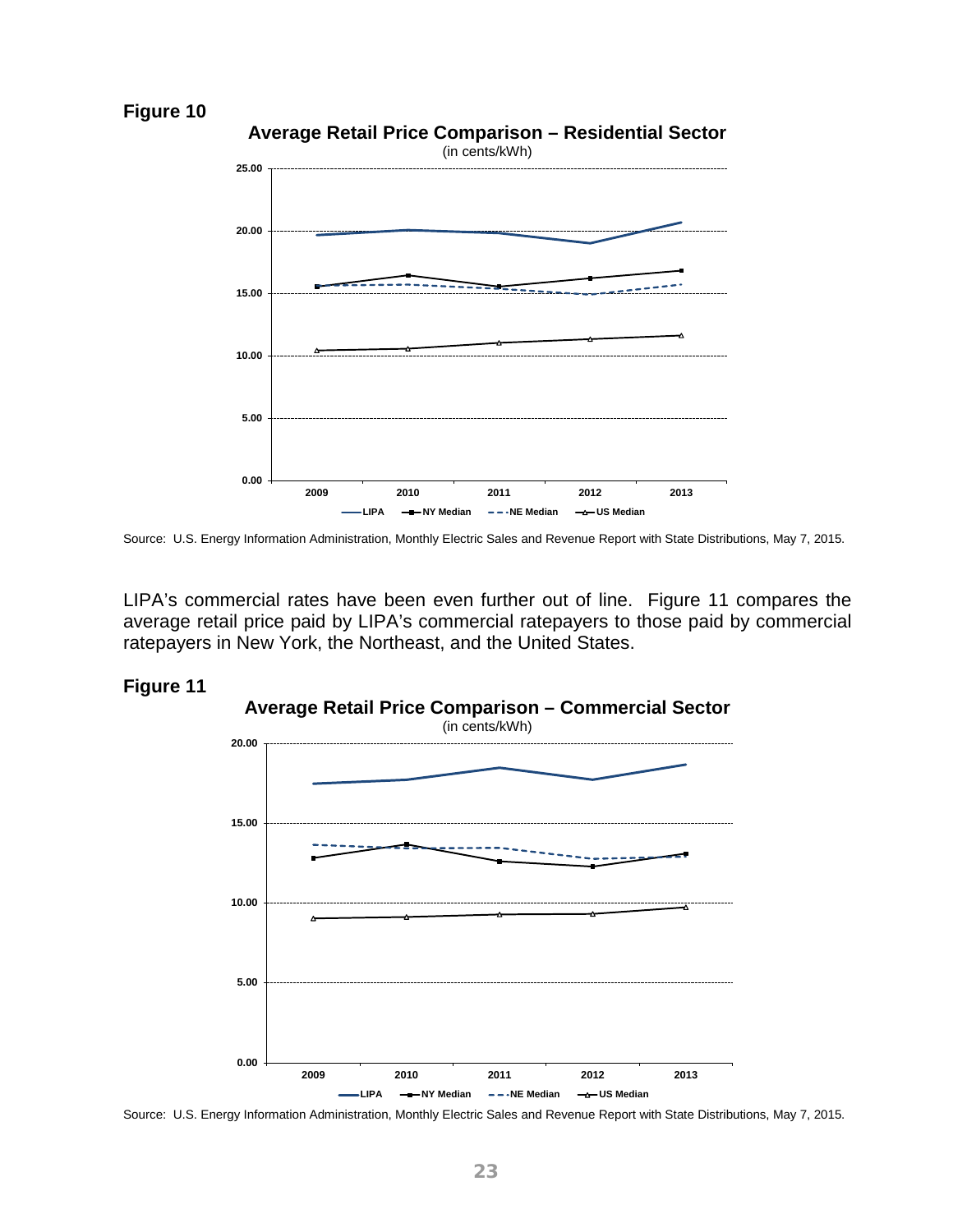**Figure 10**

**Average Retail Price Comparison – Residential Sector**
(in cents/kWh)

Source: U.S. Energy Information Administration, Monthly Electric Sales and Revenue Report with State Distributions, May 7, 2015.

LIPA's commercial rates have been even further out of line. Figure 11 compares the average retail price paid by LIPA's commercial ratepayers to those paid by commercial ratepayers in New York, the Northeast, and the United States.

**Figure 11**

**Average Retail Price Comparison – Commercial Sector**
(in cents/kWh)

Source: U.S. Energy Information Administration, Monthly Electric Sales and Revenue Report with State Distributions, May 7, 2015.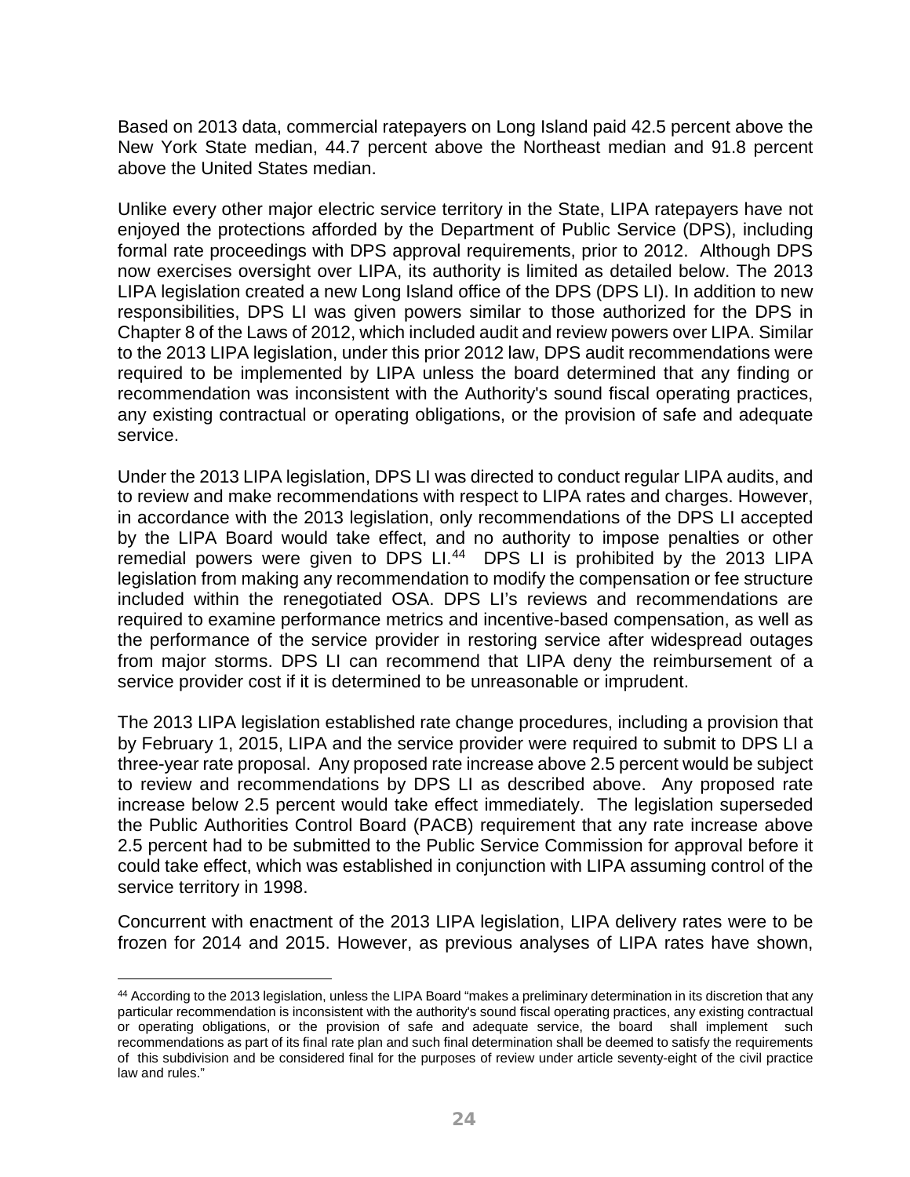Based on 2013 data, commercial ratepayers on Long Island paid 42.5 percent above the New York State median, 44.7 percent above the Northeast median and 91.8 percent above the United States median.

Unlike every other major electric service territory in the State, LIPA ratepayers have not enjoyed the protections afforded by the Department of Public Service (DPS), including formal rate proceedings with DPS approval requirements, prior to 2012. Although DPS now exercises oversight over LIPA, its authority is limited as detailed below. The 2013 LIPA legislation created a new Long Island office of the DPS (DPS LI). In addition to new responsibilities, DPS LI was given powers similar to those authorized for the DPS in Chapter 8 of the Laws of 2012, which included audit and review powers over LIPA. Similar to the 2013 LIPA legislation, under this prior 2012 law, DPS audit recommendations were required to be implemented by LIPA unless the board determined that any finding or recommendation was inconsistent with the Authority's sound fiscal operating practices, any existing contractual or operating obligations, or the provision of safe and adequate service.

Under the 2013 LIPA legislation, DPS LI was directed to conduct regular LIPA audits, and to review and make recommendations with respect to LIPA rates and charges. However, in accordance with the 2013 legislation, only recommendations of the DPS LI accepted by the LIPA Board would take effect, and no authority to impose penalties or other remedial powers were given to DPS LI.[44] DPS LI is prohibited by the 2013 LIPA legislation from making any recommendation to modify the compensation or fee structure included within the renegotiated OSA. DPS LI's reviews and recommendations are required to examine performance metrics and incentive-based compensation, as well as the performance of the service provider in restoring service after widespread outages from major storms. DPS LI can recommend that LIPA deny the reimbursement of a service provider cost if it is determined to be unreasonable or imprudent.

The 2013 LIPA legislation established rate change procedures, including a provision that by February 1, 2015, LIPA and the service provider were required to submit to DPS LI a three-year rate proposal. Any proposed rate increase above 2.5 percent would be subject to review and recommendations by DPS LI as described above. Any proposed rate increase below 2.5 percent would take effect immediately. The legislation superseded the Public Authorities Control Board (PACB) requirement that any rate increase above 2.5 percent had to be submitted to the Public Service Commission for approval before it could take effect, which was established in conjunction with LIPA assuming control of the service territory in 1998.

Concurrent with enactment of the 2013 LIPA legislation, LIPA delivery rates were to be frozen for 2014 and 2015. However, as previous analyses of LIPA rates have shown,

[44] According to the 2013 legislation, unless the LIPA Board "makes a preliminary determination in its discretion that any particular recommendation is inconsistent with the authority's sound fiscal operating practices, any existing contractual or operating obligations, or the provision of safe and adequate service, the board shall implement such recommendations as part of its final rate plan and such final determination shall be deemed to satisfy the requirements of this subdivision and be considered final for the purposes of review under article seventy-eight of the civil practice law and rules."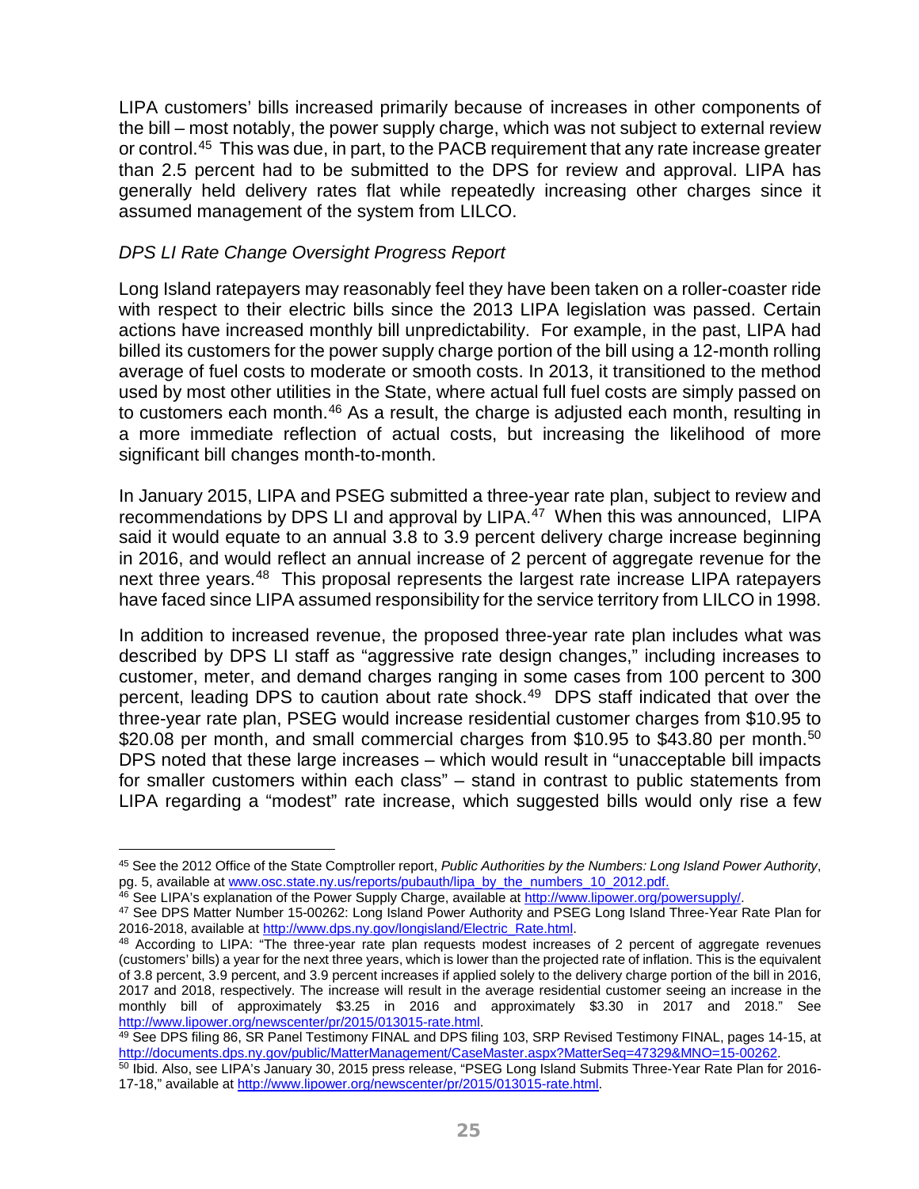LIPA customers' bills increased primarily because of increases in other components of the bill – most notably, the power supply charge, which was not subject to external review or control.[45] This was due, in part, to the PACB requirement that any rate increase greater than 2.5 percent had to be submitted to the DPS for review and approval. LIPA has generally held delivery rates flat while repeatedly increasing other charges since it assumed management of the system from LILCO.

*DPS LI Rate Change Oversight Progress Report*

Long Island ratepayers may reasonably feel they have been taken on a roller-coaster ride with respect to their electric bills since the 2013 LIPA legislation was passed. Certain actions have increased monthly bill unpredictability. For example, in the past, LIPA had billed its customers for the power supply charge portion of the bill using a 12-month rolling average of fuel costs to moderate or smooth costs. In 2013, it transitioned to the method used by most other utilities in the State, where actual full fuel costs are simply passed on to customers each month.[46] As a result, the charge is adjusted each month, resulting in a more immediate reflection of actual costs, but increasing the likelihood of more significant bill changes month-to-month.

In January 2015, LIPA and PSEG submitted a three-year rate plan, subject to review and recommendations by DPS LI and approval by LIPA.[47] When this was announced, LIPA said it would equate to an annual 3.8 to 3.9 percent delivery charge increase beginning in 2016, and would reflect an annual increase of 2 percent of aggregate revenue for the next three years.[48] This proposal represents the largest rate increase LIPA ratepayers have faced since LIPA assumed responsibility for the service territory from LILCO in 1998.

In addition to increased revenue, the proposed three-year rate plan includes what was described by DPS LI staff as "aggressive rate design changes," including increases to customer, meter, and demand charges ranging in some cases from 100 percent to 300 percent, leading DPS to caution about rate shock.[49] DPS staff indicated that over the three-year rate plan, PSEG would increase residential customer charges from $10.95 to $20.08 per month, and small commercial charges from $10.95 to $43.80 per month.[50] DPS noted that these large increases – which would result in "unacceptable bill impacts for smaller customers within each class" – stand in contrast to public statements from LIPA regarding a "modest" rate increase, which suggested bills would only rise a few

---

[45] See the 2012 Office of the State Comptroller report, *Public Authorities by the Numbers: Long Island Power Authority*, pg. 5, available at www.osc.state.ny.us/reports/pubauth/lipa_by_the_numbers_10_2012.pdf.

[46] See LIPA's explanation of the Power Supply Charge, available at http://www.lipower.org/powersupply/.

[47] See DPS Matter Number 15-00262: Long Island Power Authority and PSEG Long Island Three-Year Rate Plan for 2016-2018, available at http://www.dps.ny.gov/longisland/Electric_Rate.html.

[48] According to LIPA: "The three-year rate plan requests modest increases of 2 percent of aggregate revenues (customers' bills) a year for the next three years, which is lower than the projected rate of inflation. This is the equivalent of 3.8 percent, 3.9 percent, and 3.9 percent increases if applied solely to the delivery charge portion of the bill in 2016, 2017 and 2018, respectively. The increase will result in the average residential customer seeing an increase in the monthly bill of approximately $3.25 in 2016 and approximately $3.30 in 2017 and 2018." See http://www.lipower.org/newscenter/pr/2015/013015-rate.html.

[49] See DPS filing 86, SR Panel Testimony FINAL and DPS filing 103, SRP Revised Testimony FINAL, pages 14-15, at http://documents.dps.ny.gov/public/MatterManagement/CaseMaster.aspx?MatterSeq=47329&MNO=15-00262.

[50] Ibid. Also, see LIPA's January 30, 2015 press release, "PSEG Long Island Submits Three-Year Rate Plan for 2016-17-18," available at http://www.lipower.org/newscenter/pr/2015/013015-rate.html.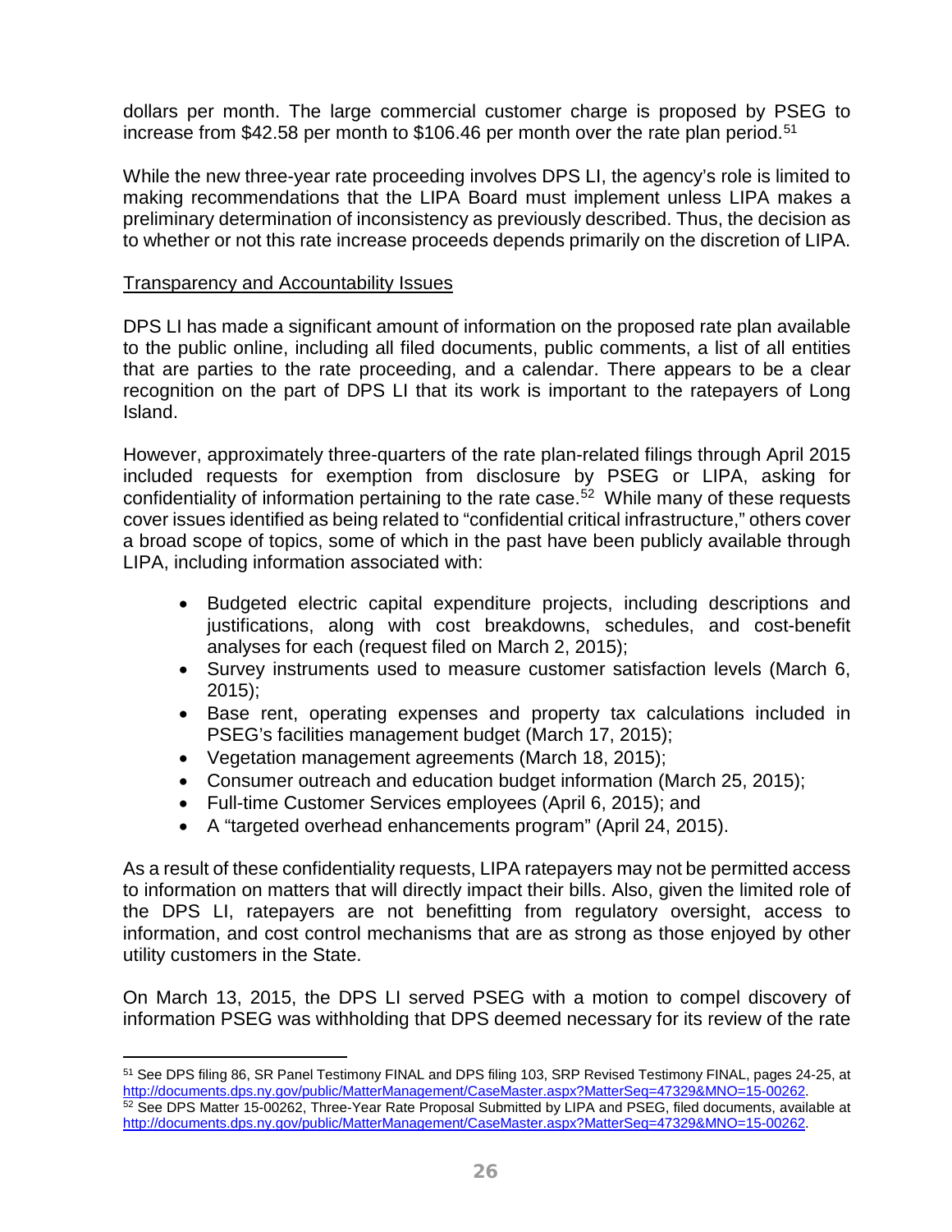dollars per month. The large commercial customer charge is proposed by PSEG to increase from $42.58 per month to $106.46 per month over the rate plan period.[51]

While the new three-year rate proceeding involves DPS LI, the agency's role is limited to making recommendations that the LIPA Board must implement unless LIPA makes a preliminary determination of inconsistency as previously described. Thus, the decision as to whether or not this rate increase proceeds depends primarily on the discretion of LIPA.

<u>Transparency and Accountability Issues</u>

DPS LI has made a significant amount of information on the proposed rate plan available to the public online, including all filed documents, public comments, a list of all entities that are parties to the rate proceeding, and a calendar. There appears to be a clear recognition on the part of DPS LI that its work is important to the ratepayers of Long Island.

However, approximately three-quarters of the rate plan-related filings through April 2015 included requests for exemption from disclosure by PSEG or LIPA, asking for confidentiality of information pertaining to the rate case.[52] While many of these requests cover issues identified as being related to "confidential critical infrastructure," others cover a broad scope of topics, some of which in the past have been publicly available through LIPA, including information associated with:

- Budgeted electric capital expenditure projects, including descriptions and justifications, along with cost breakdowns, schedules, and cost-benefit analyses for each (request filed on March 2, 2015);
- Survey instruments used to measure customer satisfaction levels (March 6, 2015);
- Base rent, operating expenses and property tax calculations included in PSEG's facilities management budget (March 17, 2015);
- Vegetation management agreements (March 18, 2015);
- Consumer outreach and education budget information (March 25, 2015);
- Full-time Customer Services employees (April 6, 2015); and
- A "targeted overhead enhancements program" (April 24, 2015).

As a result of these confidentiality requests, LIPA ratepayers may not be permitted access to information on matters that will directly impact their bills. Also, given the limited role of the DPS LI, ratepayers are not benefitting from regulatory oversight, access to information, and cost control mechanisms that are as strong as those enjoyed by other utility customers in the State.

On March 13, 2015, the DPS LI served PSEG with a motion to compel discovery of information PSEG was withholding that DPS deemed necessary for its review of the rate

---

[51] See DPS filing 86, SR Panel Testimony FINAL and DPS filing 103, SRP Revised Testimony FINAL, pages 24-25, at http://documents.dps.ny.gov/public/MatterManagement/CaseMaster.aspx?MatterSeq=47329&MNO=15-00262.

[52] See DPS Matter 15-00262, Three-Year Rate Proposal Submitted by LIPA and PSEG, filed documents, available at http://documents.dps.ny.gov/public/MatterManagement/CaseMaster.aspx?MatterSeq=47329&MNO=15-00262.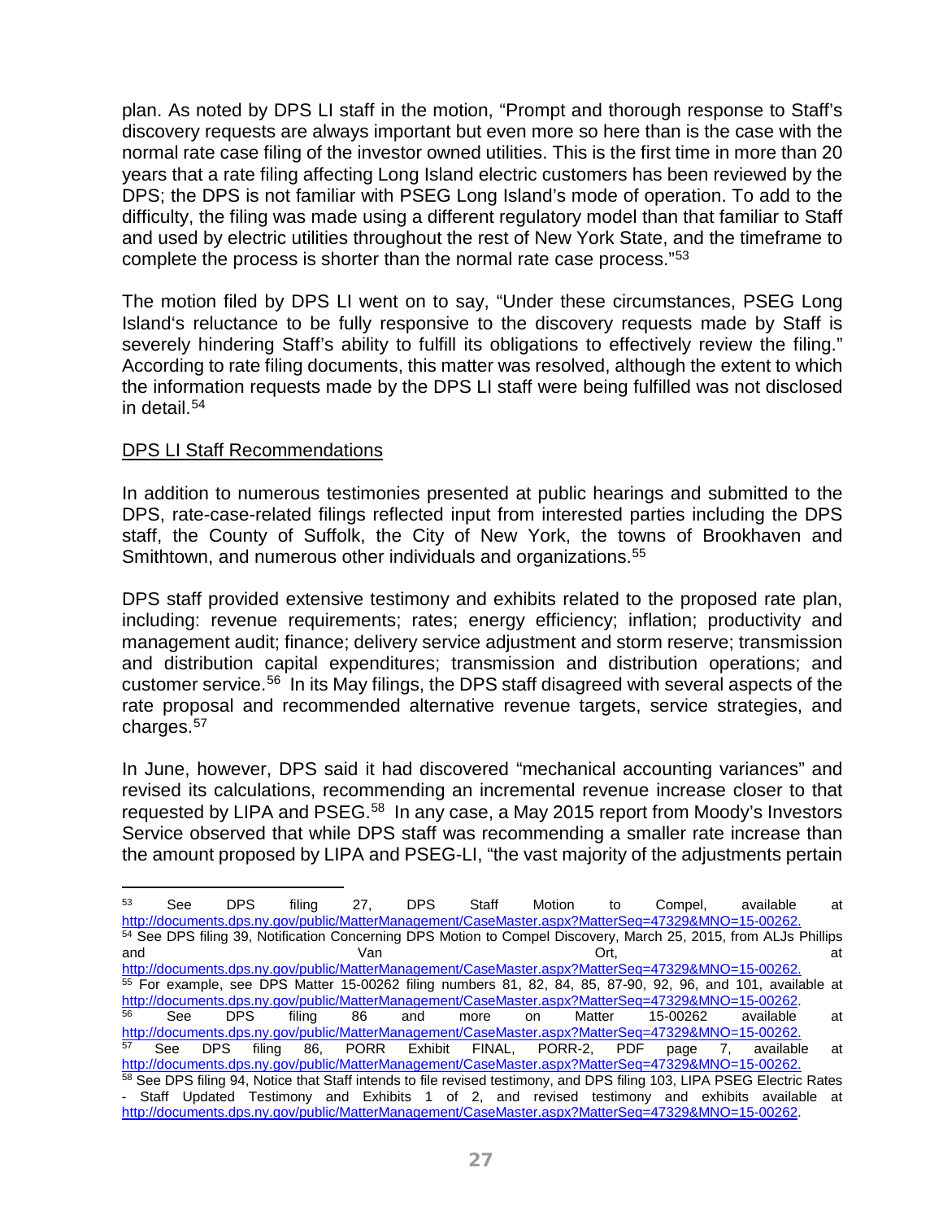plan. As noted by DPS LI staff in the motion, "Prompt and thorough response to Staff's discovery requests are always important but even more so here than is the case with the normal rate case filing of the investor owned utilities. This is the first time in more than 20 years that a rate filing affecting Long Island electric customers has been reviewed by the DPS; the DPS is not familiar with PSEG Long Island's mode of operation. To add to the difficulty, the filing was made using a different regulatory model than that familiar to Staff and used by electric utilities throughout the rest of New York State, and the timeframe to complete the process is shorter than the normal rate case process."[53]

The motion filed by DPS LI went on to say, "Under these circumstances, PSEG Long Island's reluctance to be fully responsive to the discovery requests made by Staff is severely hindering Staff's ability to fulfill its obligations to effectively review the filing." According to rate filing documents, this matter was resolved, although the extent to which the information requests made by the DPS LI staff were being fulfilled was not disclosed in detail.[54]

DPS LI Staff Recommendations

In addition to numerous testimonies presented at public hearings and submitted to the DPS, rate-case-related filings reflected input from interested parties including the DPS staff, the County of Suffolk, the City of New York, the towns of Brookhaven and Smithtown, and numerous other individuals and organizations.[55]

DPS staff provided extensive testimony and exhibits related to the proposed rate plan, including: revenue requirements; rates; energy efficiency; inflation; productivity and management audit; finance; delivery service adjustment and storm reserve; transmission and distribution capital expenditures; transmission and distribution operations; and customer service.[56] In its May filings, the DPS staff disagreed with several aspects of the rate proposal and recommended alternative revenue targets, service strategies, and charges.[57]

In June, however, DPS said it had discovered "mechanical accounting variances" and revised its calculations, recommending an incremental revenue increase closer to that requested by LIPA and PSEG.[58] In any case, a May 2015 report from Moody's Investors Service observed that while DPS staff was recommending a smaller rate increase than the amount proposed by LIPA and PSEG-LI, "the vast majority of the adjustments pertain

---

[53] See DPS filing 27, DPS Staff Motion to Compel, available at http://documents.dps.ny.gov/public/MatterManagement/CaseMaster.aspx?MatterSeq=47329&MNO=15-00262.

[54] See DPS filing 39, Notification Concerning DPS Motion to Compel Discovery, March 25, 2015, from ALJs Phillips and Van Ort, at http://documents.dps.ny.gov/public/MatterManagement/CaseMaster.aspx?MatterSeq=47329&MNO=15-00262.

[55] For example, see DPS Matter 15-00262 filing numbers 81, 82, 84, 85, 87-90, 92, 96, and 101, available at http://documents.dps.ny.gov/public/MatterManagement/CaseMaster.aspx?MatterSeq=47329&MNO=15-00262.

[56] See DPS filing 86 and more on Matter 15-00262 available at http://documents.dps.ny.gov/public/MatterManagement/CaseMaster.aspx?MatterSeq=47329&MNO=15-00262.

[57] See DPS filing 86, PORR Exhibit FINAL, PORR-2, PDF page 7, available at http://documents.dps.ny.gov/public/MatterManagement/CaseMaster.aspx?MatterSeq=47329&MNO=15-00262.

[58] See DPS filing 94, Notice that Staff intends to file revised testimony, and DPS filing 103, LIPA PSEG Electric Rates - Staff Updated Testimony and Exhibits 1 of 2, and revised testimony and exhibits available at http://documents.dps.ny.gov/public/MatterManagement/CaseMaster.aspx?MatterSeq=47329&MNO=15-00262.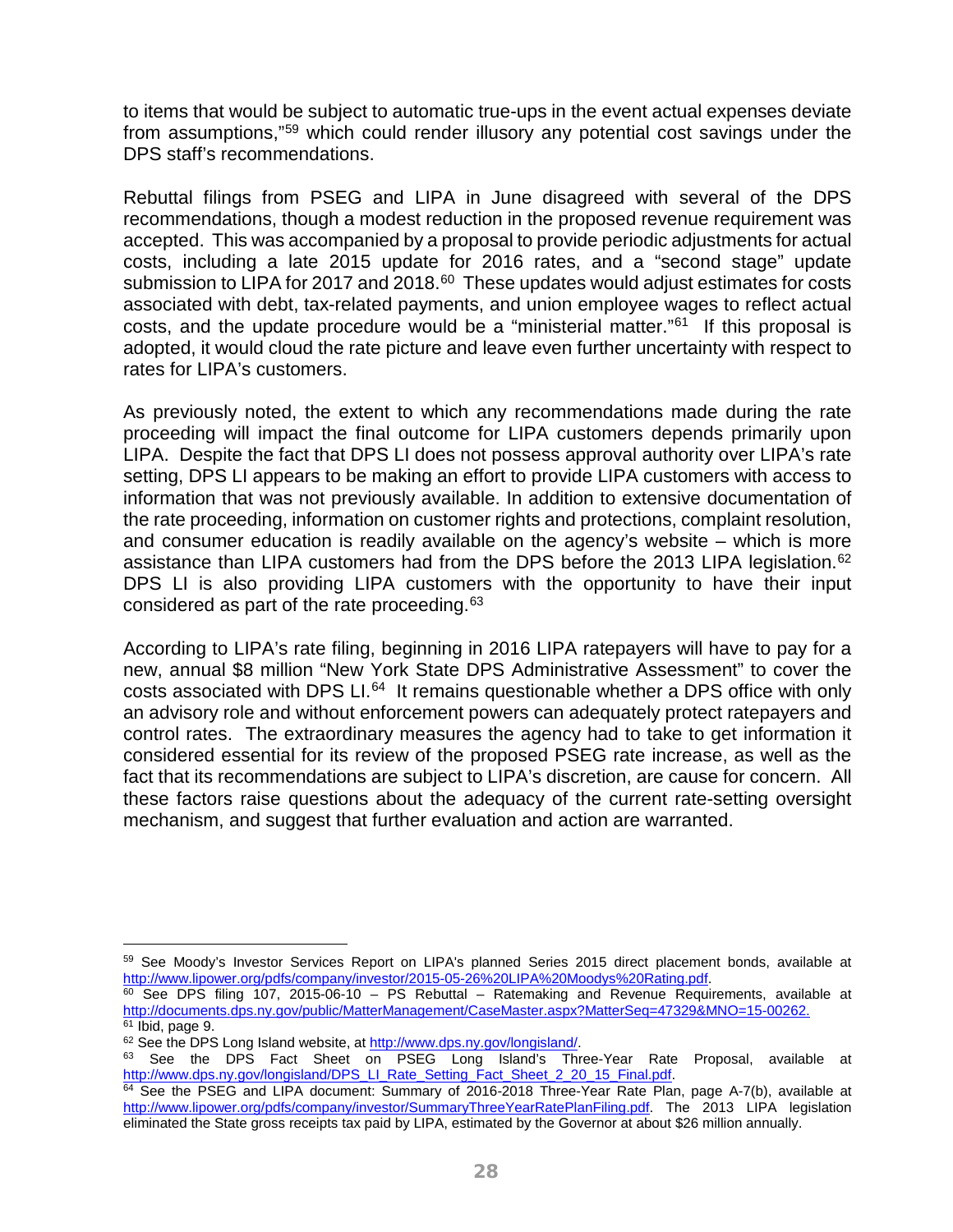to items that would be subject to automatic true-ups in the event actual expenses deviate from assumptions,"[59] which could render illusory any potential cost savings under the DPS staff's recommendations.

Rebuttal filings from PSEG and LIPA in June disagreed with several of the DPS recommendations, though a modest reduction in the proposed revenue requirement was accepted. This was accompanied by a proposal to provide periodic adjustments for actual costs, including a late 2015 update for 2016 rates, and a "second stage" update submission to LIPA for 2017 and 2018.[60] These updates would adjust estimates for costs associated with debt, tax-related payments, and union employee wages to reflect actual costs, and the update procedure would be a "ministerial matter."[61] If this proposal is adopted, it would cloud the rate picture and leave even further uncertainty with respect to rates for LIPA's customers.

As previously noted, the extent to which any recommendations made during the rate proceeding will impact the final outcome for LIPA customers depends primarily upon LIPA. Despite the fact that DPS LI does not possess approval authority over LIPA's rate setting, DPS LI appears to be making an effort to provide LIPA customers with access to information that was not previously available. In addition to extensive documentation of the rate proceeding, information on customer rights and protections, complaint resolution, and consumer education is readily available on the agency's website – which is more assistance than LIPA customers had from the DPS before the 2013 LIPA legislation.[62] DPS LI is also providing LIPA customers with the opportunity to have their input considered as part of the rate proceeding.[63]

According to LIPA's rate filing, beginning in 2016 LIPA ratepayers will have to pay for a new, annual $8 million "New York State DPS Administrative Assessment" to cover the costs associated with DPS LI.[64] It remains questionable whether a DPS office with only an advisory role and without enforcement powers can adequately protect ratepayers and control rates. The extraordinary measures the agency had to take to get information it considered essential for its review of the proposed PSEG rate increase, as well as the fact that its recommendations are subject to LIPA's discretion, are cause for concern. All these factors raise questions about the adequacy of the current rate-setting oversight mechanism, and suggest that further evaluation and action are warranted.

---

[59] See Moody's Investor Services Report on LIPA's planned Series 2015 direct placement bonds, available at http://www.lipower.org/pdfs/company/investor/2015-05-26%20LIPA%20Moodys%20Rating.pdf.

[60] See DPS filing 107, 2015-06-10 – PS Rebuttal – Ratemaking and Revenue Requirements, available at http://documents.dps.ny.gov/public/MatterManagement/CaseMaster.aspx?MatterSeq=47329&MNO=15-00262.

[61] Ibid, page 9.

[62] See the DPS Long Island website, at http://www.dps.ny.gov/longisland/.

[63] See the DPS Fact Sheet on PSEG Long Island's Three-Year Rate Proposal, available at http://www.dps.ny.gov/longisland/DPS_LI_Rate_Setting_Fact_Sheet_2_20_15_Final.pdf.

[64] See the PSEG and LIPA document: Summary of 2016-2018 Three-Year Rate Plan, page A-7(b), available at http://www.lipower.org/pdfs/company/investor/SummaryThreeYearRatePlanFiling.pdf. The 2013 LIPA legislation eliminated the State gross receipts tax paid by LIPA, estimated by the Governor at about $26 million annually.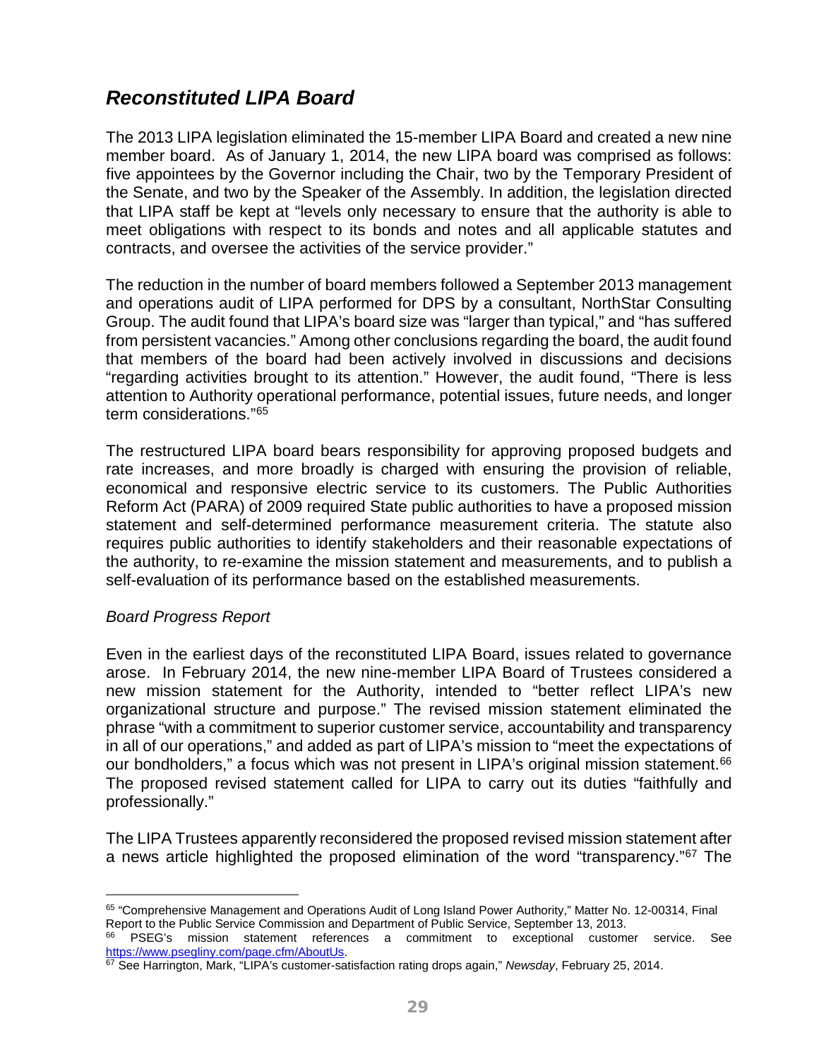## *Reconstituted LIPA Board*

The 2013 LIPA legislation eliminated the 15-member LIPA Board and created a new nine member board. As of January 1, 2014, the new LIPA board was comprised as follows: five appointees by the Governor including the Chair, two by the Temporary President of the Senate, and two by the Speaker of the Assembly. In addition, the legislation directed that LIPA staff be kept at "levels only necessary to ensure that the authority is able to meet obligations with respect to its bonds and notes and all applicable statutes and contracts, and oversee the activities of the service provider."

The reduction in the number of board members followed a September 2013 management and operations audit of LIPA performed for DPS by a consultant, NorthStar Consulting Group. The audit found that LIPA's board size was "larger than typical," and "has suffered from persistent vacancies." Among other conclusions regarding the board, the audit found that members of the board had been actively involved in discussions and decisions "regarding activities brought to its attention." However, the audit found, "There is less attention to Authority operational performance, potential issues, future needs, and longer term considerations."[65]

The restructured LIPA board bears responsibility for approving proposed budgets and rate increases, and more broadly is charged with ensuring the provision of reliable, economical and responsive electric service to its customers. The Public Authorities Reform Act (PARA) of 2009 required State public authorities to have a proposed mission statement and self-determined performance measurement criteria. The statute also requires public authorities to identify stakeholders and their reasonable expectations of the authority, to re-examine the mission statement and measurements, and to publish a self-evaluation of its performance based on the established measurements.

*Board Progress Report*

Even in the earliest days of the reconstituted LIPA Board, issues related to governance arose. In February 2014, the new nine-member LIPA Board of Trustees considered a new mission statement for the Authority, intended to "better reflect LIPA's new organizational structure and purpose." The revised mission statement eliminated the phrase "with a commitment to superior customer service, accountability and transparency in all of our operations," and added as part of LIPA's mission to "meet the expectations of our bondholders," a focus which was not present in LIPA's original mission statement.[66] The proposed revised statement called for LIPA to carry out its duties "faithfully and professionally."

The LIPA Trustees apparently reconsidered the proposed revised mission statement after a news article highlighted the proposed elimination of the word "transparency."[67] The

---

[65] "Comprehensive Management and Operations Audit of Long Island Power Authority," Matter No. 12-00314, Final Report to the Public Service Commission and Department of Public Service, September 13, 2013.

[66] PSEG's mission statement references a commitment to exceptional customer service. See https://www.psegliny.com/page.cfm/AboutUs.

[67] See Harrington, Mark, "LIPA's customer-satisfaction rating drops again," *Newsday*, February 25, 2014.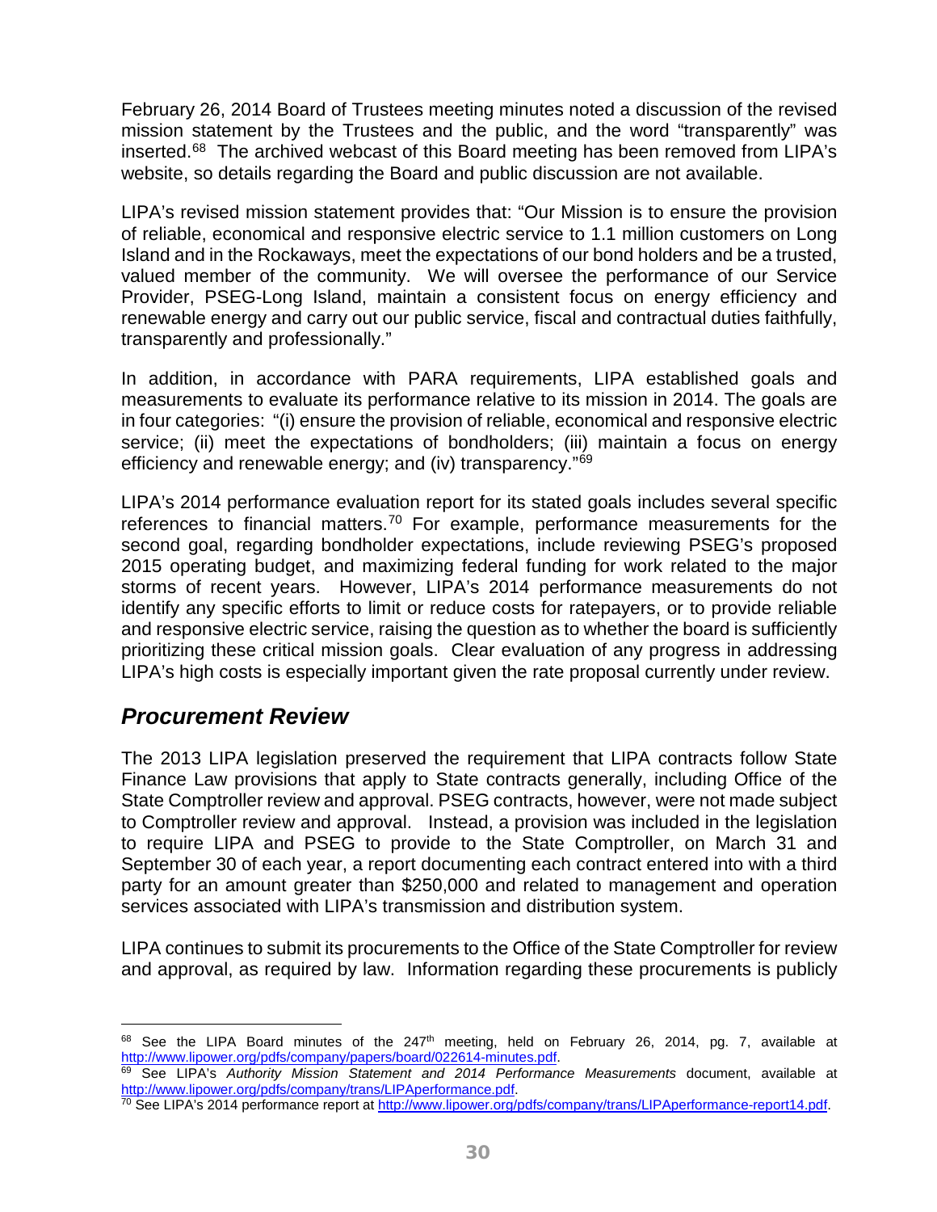February 26, 2014 Board of Trustees meeting minutes noted a discussion of the revised mission statement by the Trustees and the public, and the word "transparently" was inserted.[68] The archived webcast of this Board meeting has been removed from LIPA's website, so details regarding the Board and public discussion are not available.

LIPA's revised mission statement provides that: "Our Mission is to ensure the provision of reliable, economical and responsive electric service to 1.1 million customers on Long Island and in the Rockaways, meet the expectations of our bond holders and be a trusted, valued member of the community. We will oversee the performance of our Service Provider, PSEG-Long Island, maintain a consistent focus on energy efficiency and renewable energy and carry out our public service, fiscal and contractual duties faithfully, transparently and professionally."

In addition, in accordance with PARA requirements, LIPA established goals and measurements to evaluate its performance relative to its mission in 2014. The goals are in four categories: "(i) ensure the provision of reliable, economical and responsive electric service; (ii) meet the expectations of bondholders; (iii) maintain a focus on energy efficiency and renewable energy; and (iv) transparency."[69]

LIPA's 2014 performance evaluation report for its stated goals includes several specific references to financial matters.[70] For example, performance measurements for the second goal, regarding bondholder expectations, include reviewing PSEG's proposed 2015 operating budget, and maximizing federal funding for work related to the major storms of recent years. However, LIPA's 2014 performance measurements do not identify any specific efforts to limit or reduce costs for ratepayers, or to provide reliable and responsive electric service, raising the question as to whether the board is sufficiently prioritizing these critical mission goals. Clear evaluation of any progress in addressing LIPA's high costs is especially important given the rate proposal currently under review.

## *Procurement Review*

The 2013 LIPA legislation preserved the requirement that LIPA contracts follow State Finance Law provisions that apply to State contracts generally, including Office of the State Comptroller review and approval. PSEG contracts, however, were not made subject to Comptroller review and approval. Instead, a provision was included in the legislation to require LIPA and PSEG to provide to the State Comptroller, on March 31 and September 30 of each year, a report documenting each contract entered into with a third party for an amount greater than $250,000 and related to management and operation services associated with LIPA's transmission and distribution system.

LIPA continues to submit its procurements to the Office of the State Comptroller for review and approval, as required by law. Information regarding these procurements is publicly

---

[68] See the LIPA Board minutes of the 247th meeting, held on February 26, 2014, pg. 7, available at http://www.lipower.org/pdfs/company/papers/board/022614-minutes.pdf.

[69] See LIPA's *Authority Mission Statement and 2014 Performance Measurements* document, available at http://www.lipower.org/pdfs/company/trans/LIPAperformance.pdf.

[70] See LIPA's 2014 performance report at http://www.lipower.org/pdfs/company/trans/LIPAperformance-report14.pdf.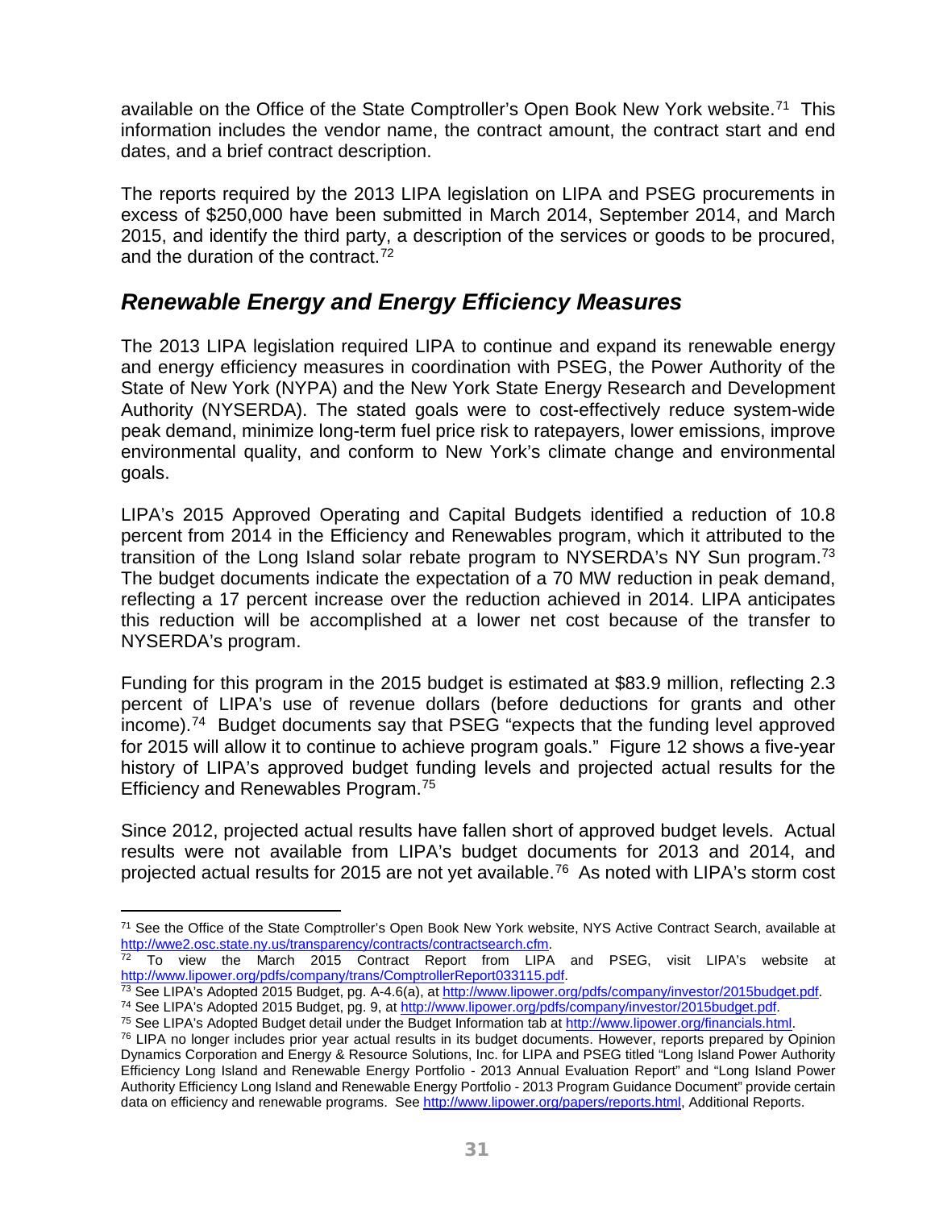available on the Office of the State Comptroller's Open Book New York website.[71] This information includes the vendor name, the contract amount, the contract start and end dates, and a brief contract description.

The reports required by the 2013 LIPA legislation on LIPA and PSEG procurements in excess of $250,000 have been submitted in March 2014, September 2014, and March 2015, and identify the third party, a description of the services or goods to be procured, and the duration of the contract.[72]

## *Renewable Energy and Energy Efficiency Measures*

The 2013 LIPA legislation required LIPA to continue and expand its renewable energy and energy efficiency measures in coordination with PSEG, the Power Authority of the State of New York (NYPA) and the New York State Energy Research and Development Authority (NYSERDA). The stated goals were to cost-effectively reduce system-wide peak demand, minimize long-term fuel price risk to ratepayers, lower emissions, improve environmental quality, and conform to New York's climate change and environmental goals.

LIPA's 2015 Approved Operating and Capital Budgets identified a reduction of 10.8 percent from 2014 in the Efficiency and Renewables program, which it attributed to the transition of the Long Island solar rebate program to NYSERDA's NY Sun program.[73] The budget documents indicate the expectation of a 70 MW reduction in peak demand, reflecting a 17 percent increase over the reduction achieved in 2014. LIPA anticipates this reduction will be accomplished at a lower net cost because of the transfer to NYSERDA's program.

Funding for this program in the 2015 budget is estimated at $83.9 million, reflecting 2.3 percent of LIPA's use of revenue dollars (before deductions for grants and other income).[74] Budget documents say that PSEG "expects that the funding level approved for 2015 will allow it to continue to achieve program goals." Figure 12 shows a five-year history of LIPA's approved budget funding levels and projected actual results for the Efficiency and Renewables Program.[75]

Since 2012, projected actual results have fallen short of approved budget levels. Actual results were not available from LIPA's budget documents for 2013 and 2014, and projected actual results for 2015 are not yet available.[76] As noted with LIPA's storm cost

---

[71] See the Office of the State Comptroller's Open Book New York website, NYS Active Contract Search, available at http://wwe2.osc.state.ny.us/transparency/contracts/contractsearch.cfm.

[72] To view the March 2015 Contract Report from LIPA and PSEG, visit LIPA's website at http://www.lipower.org/pdfs/company/trans/ComptrollerReport033115.pdf.

[73] See LIPA's Adopted 2015 Budget, pg. A-4.6(a), at http://www.lipower.org/pdfs/company/investor/2015budget.pdf.

[74] See LIPA's Adopted 2015 Budget, pg. 9, at http://www.lipower.org/pdfs/company/investor/2015budget.pdf.

[75] See LIPA's Adopted Budget detail under the Budget Information tab at http://www.lipower.org/financials.html.

[76] LIPA no longer includes prior year actual results in its budget documents. However, reports prepared by Opinion Dynamics Corporation and Energy & Resource Solutions, Inc. for LIPA and PSEG titled "Long Island Power Authority Efficiency Long Island and Renewable Energy Portfolio - 2013 Annual Evaluation Report" and "Long Island Power Authority Efficiency Long Island and Renewable Energy Portfolio - 2013 Program Guidance Document" provide certain data on efficiency and renewable programs. See http://www.lipower.org/papers/reports.html, Additional Reports.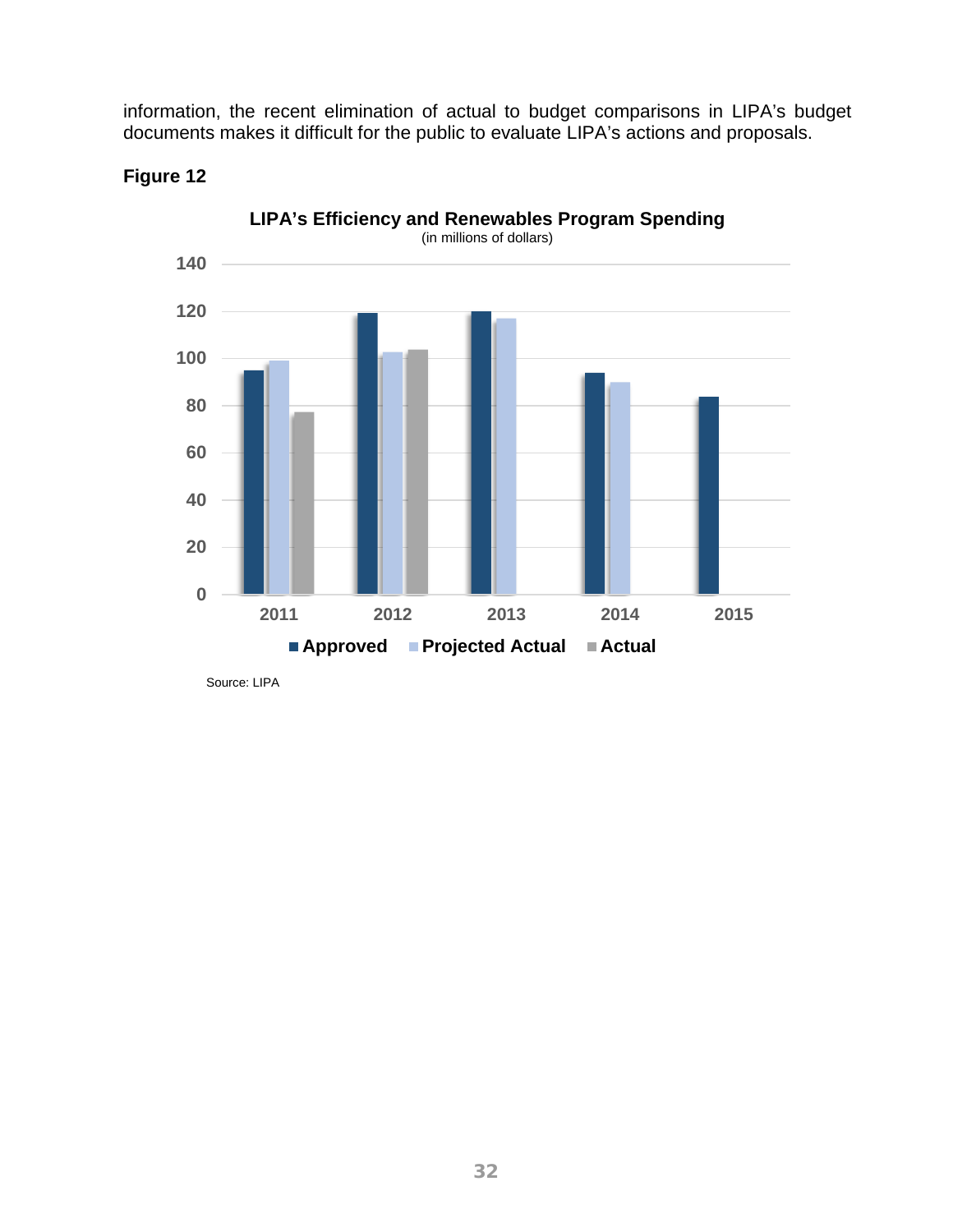information, the recent elimination of actual to budget comparisons in LIPA's budget documents makes it difficult for the public to evaluate LIPA's actions and proposals.

**Figure 12**

**LIPA's Efficiency and Renewables Program Spending**
(in millions of dollars)

Source: LIPA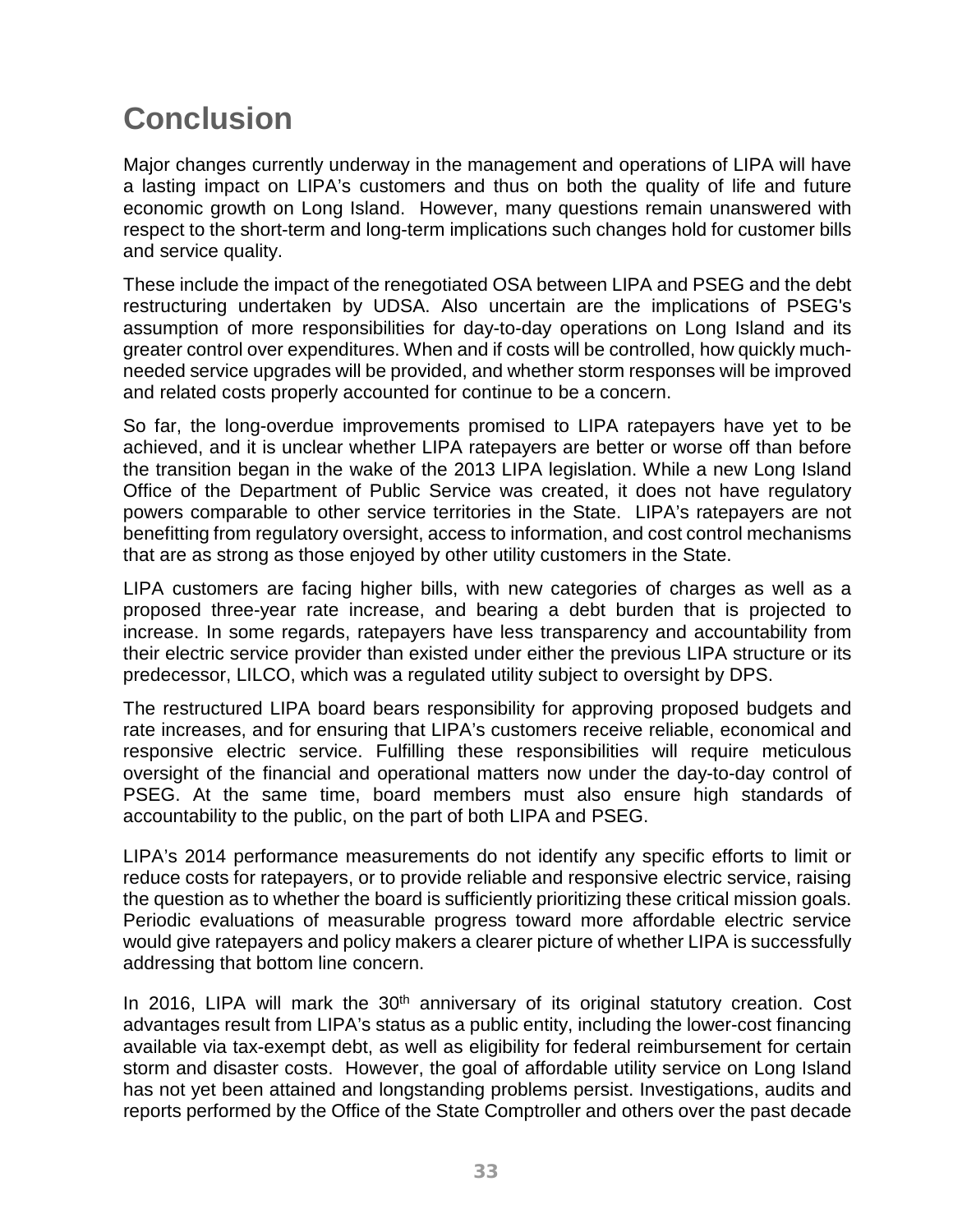# Conclusion

Major changes currently underway in the management and operations of LIPA will have a lasting impact on LIPA's customers and thus on both the quality of life and future economic growth on Long Island. However, many questions remain unanswered with respect to the short-term and long-term implications such changes hold for customer bills and service quality.

These include the impact of the renegotiated OSA between LIPA and PSEG and the debt restructuring undertaken by UDSA. Also uncertain are the implications of PSEG's assumption of more responsibilities for day-to-day operations on Long Island and its greater control over expenditures. When and if costs will be controlled, how quickly much-needed service upgrades will be provided, and whether storm responses will be improved and related costs properly accounted for continue to be a concern.

So far, the long-overdue improvements promised to LIPA ratepayers have yet to be achieved, and it is unclear whether LIPA ratepayers are better or worse off than before the transition began in the wake of the 2013 LIPA legislation. While a new Long Island Office of the Department of Public Service was created, it does not have regulatory powers comparable to other service territories in the State. LIPA's ratepayers are not benefitting from regulatory oversight, access to information, and cost control mechanisms that are as strong as those enjoyed by other utility customers in the State.

LIPA customers are facing higher bills, with new categories of charges as well as a proposed three-year rate increase, and bearing a debt burden that is projected to increase. In some regards, ratepayers have less transparency and accountability from their electric service provider than existed under either the previous LIPA structure or its predecessor, LILCO, which was a regulated utility subject to oversight by DPS.

The restructured LIPA board bears responsibility for approving proposed budgets and rate increases, and for ensuring that LIPA's customers receive reliable, economical and responsive electric service. Fulfilling these responsibilities will require meticulous oversight of the financial and operational matters now under the day-to-day control of PSEG. At the same time, board members must also ensure high standards of accountability to the public, on the part of both LIPA and PSEG.

LIPA's 2014 performance measurements do not identify any specific efforts to limit or reduce costs for ratepayers, or to provide reliable and responsive electric service, raising the question as to whether the board is sufficiently prioritizing these critical mission goals. Periodic evaluations of measurable progress toward more affordable electric service would give ratepayers and policy makers a clearer picture of whether LIPA is successfully addressing that bottom line concern.

In 2016, LIPA will mark the 30th anniversary of its original statutory creation. Cost advantages result from LIPA's status as a public entity, including the lower-cost financing available via tax-exempt debt, as well as eligibility for federal reimbursement for certain storm and disaster costs. However, the goal of affordable utility service on Long Island has not yet been attained and longstanding problems persist. Investigations, audits and reports performed by the Office of the State Comptroller and others over the past decade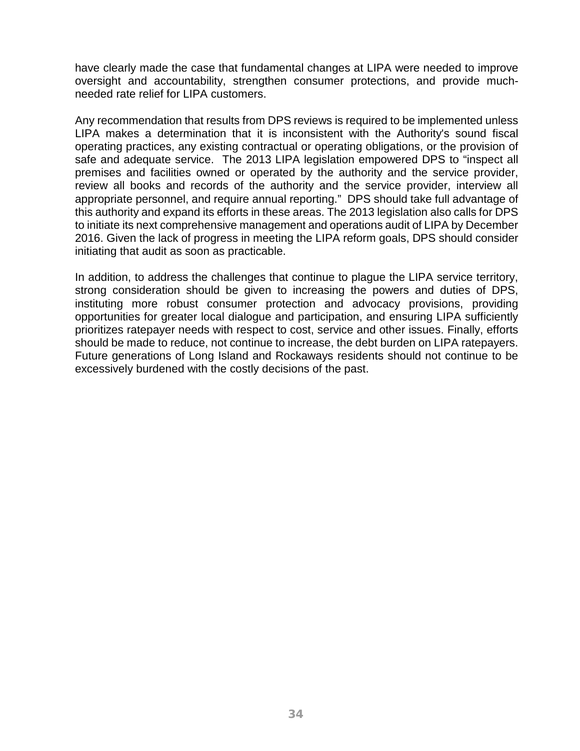have clearly made the case that fundamental changes at LIPA were needed to improve oversight and accountability, strengthen consumer protections, and provide much-needed rate relief for LIPA customers.

Any recommendation that results from DPS reviews is required to be implemented unless LIPA makes a determination that it is inconsistent with the Authority's sound fiscal operating practices, any existing contractual or operating obligations, or the provision of safe and adequate service. The 2013 LIPA legislation empowered DPS to "inspect all premises and facilities owned or operated by the authority and the service provider, review all books and records of the authority and the service provider, interview all appropriate personnel, and require annual reporting." DPS should take full advantage of this authority and expand its efforts in these areas. The 2013 legislation also calls for DPS to initiate its next comprehensive management and operations audit of LIPA by December 2016. Given the lack of progress in meeting the LIPA reform goals, DPS should consider initiating that audit as soon as practicable.

In addition, to address the challenges that continue to plague the LIPA service territory, strong consideration should be given to increasing the powers and duties of DPS, instituting more robust consumer protection and advocacy provisions, providing opportunities for greater local dialogue and participation, and ensuring LIPA sufficiently prioritizes ratepayer needs with respect to cost, service and other issues. Finally, efforts should be made to reduce, not continue to increase, the debt burden on LIPA ratepayers. Future generations of Long Island and Rockaways residents should not continue to be excessively burdened with the costly decisions of the past.